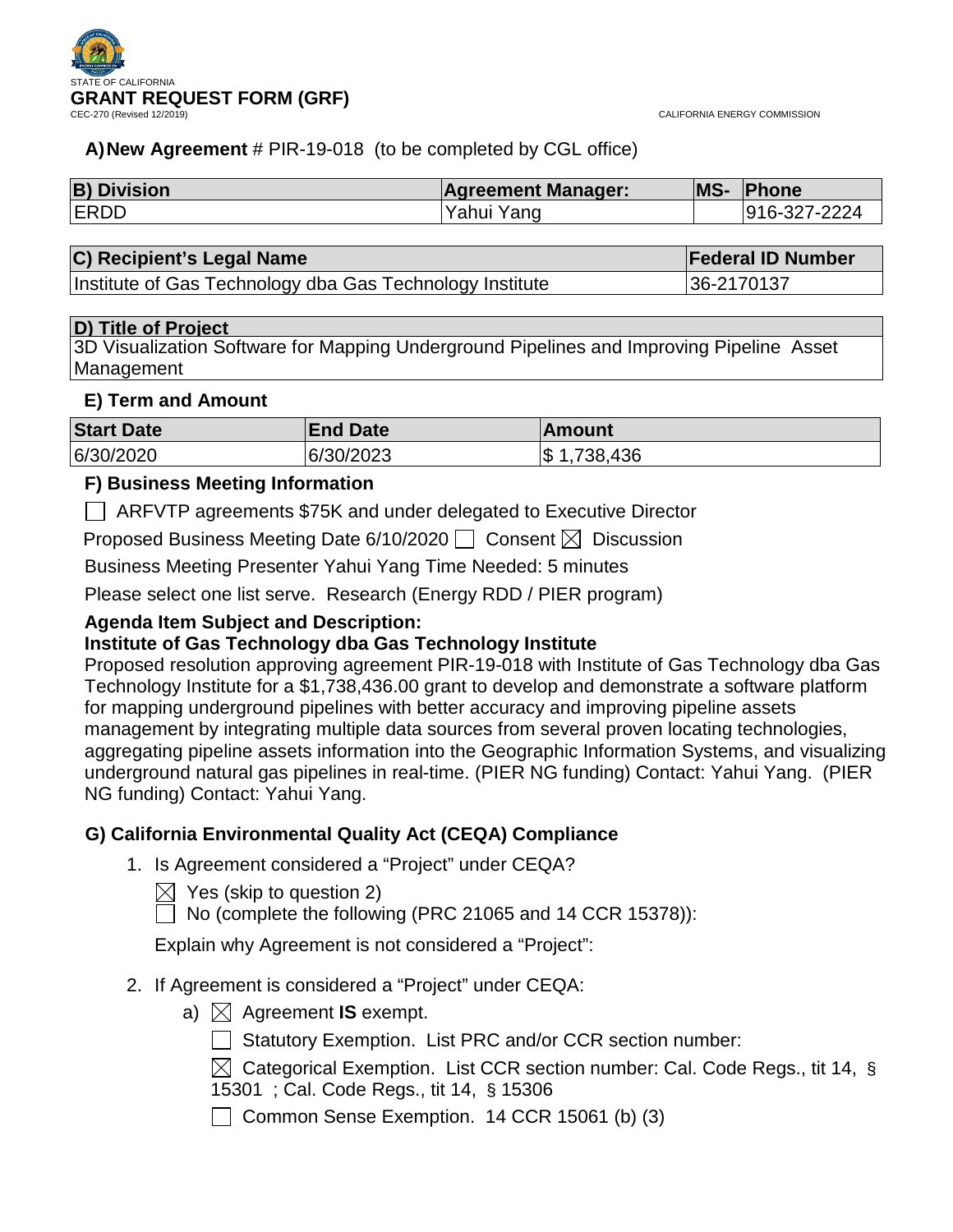STATE OF CALIFORNIA

# GRANT REQUEST FORM (GRF)

CEC-270 (Revised 12/2019)

CALIFORNIA ENERGY COMMISSION

**A) New Agreement** # PIR-19-018 (to be completed by CGL office)

| B) Division | Agreement Manager: | MS- | Phone |
|---|---|---|---|
| ERDD | Yahui Yang | | 916-327-2224 |

| C) Recipient's Legal Name | Federal ID Number |
|---|---|
| Institute of Gas Technology dba Gas Technology Institute | 36-2170137 |

| D) Title of Project |
|---|
| 3D Visualization Software for Mapping Underground Pipelines and Improving Pipeline Asset Management |

### E) Term and Amount

| Start Date | End Date | Amount |
|---|---|---|
| 6/30/2020 | 6/30/2023 | $ 1,738,436 |

### F) Business Meeting Information

☐ ARFVTP agreements $75K and under delegated to Executive Director

Proposed Business Meeting Date 6/10/2020 ☐ Consent ☒ Discussion

Business Meeting Presenter Yahui Yang Time Needed: 5 minutes

Please select one list serve. Research (Energy RDD / PIER program)

**Agenda Item Subject and Description:**

**Institute of Gas Technology dba Gas Technology Institute**

Proposed resolution approving agreement PIR-19-018 with Institute of Gas Technology dba Gas Technology Institute for a $1,738,436.00 grant to develop and demonstrate a software platform for mapping underground pipelines with better accuracy and improving pipeline assets management by integrating multiple data sources from several proven locating technologies, aggregating pipeline assets information into the Geographic Information Systems, and visualizing underground natural gas pipelines in real-time. (PIER NG funding) Contact: Yahui Yang. (PIER NG funding) Contact: Yahui Yang.

### G) California Environmental Quality Act (CEQA) Compliance

1. Is Agreement considered a "Project" under CEQA?

   ☒ Yes (skip to question 2)

   ☐ No (complete the following (PRC 21065 and 14 CCR 15378)):

   Explain why Agreement is not considered a "Project":

2. If Agreement is considered a "Project" under CEQA:

   a) ☒ Agreement **IS** exempt.

      ☐ Statutory Exemption. List PRC and/or CCR section number:

      ☒ Categorical Exemption. List CCR section number: Cal. Code Regs., tit 14, § 15301 ; Cal. Code Regs., tit 14, § 15306

      ☐ Common Sense Exemption. 14 CCR 15061 (b) (3)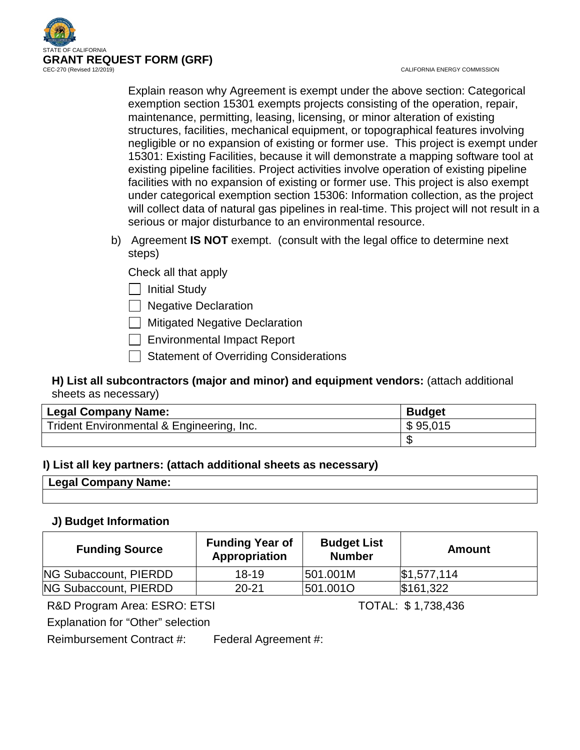Explain reason why Agreement is exempt under the above section: Categorical exemption section 15301 exempts projects consisting of the operation, repair, maintenance, permitting, leasing, licensing, or minor alteration of existing structures, facilities, mechanical equipment, or topographical features involving negligible or no expansion of existing or former use. This project is exempt under 15301: Existing Facilities, because it will demonstrate a mapping software tool at existing pipeline facilities. Project activities involve operation of existing pipeline facilities with no expansion of existing or former use. This project is also exempt under categorical exemption section 15306: Information collection, as the project will collect data of natural gas pipelines in real-time. This project will not result in a serious or major disturbance to an environmental resource.

b) Agreement **IS NOT** exempt. (consult with the legal office to determine next steps)

Check all that apply

- [ ] Initial Study
- [ ] Negative Declaration
- [ ] Mitigated Negative Declaration
- [ ] Environmental Impact Report
- [ ] Statement of Overriding Considerations

**H) List all subcontractors (major and minor) and equipment vendors:** (attach additional sheets as necessary)

| Legal Company Name: | Budget |
|---|---|
| Trident Environmental & Engineering, Inc. | $ 95,015 |
| | $ |

**I) List all key partners: (attach additional sheets as necessary)**

| Legal Company Name: |
|---|
| |

**J) Budget Information**

| Funding Source | Funding Year of Appropriation | Budget List Number | Amount |
|---|---|---|---|
| NG Subaccount, PIERDD | 18-19 | 501.001M | $1,577,114 |
| NG Subaccount, PIERDD | 20-21 | 501.001O | $161,322 |

R&D Program Area: ESRO: ETSI TOTAL: $ 1,738,436

Explanation for "Other" selection

Reimbursement Contract #: Federal Agreement #: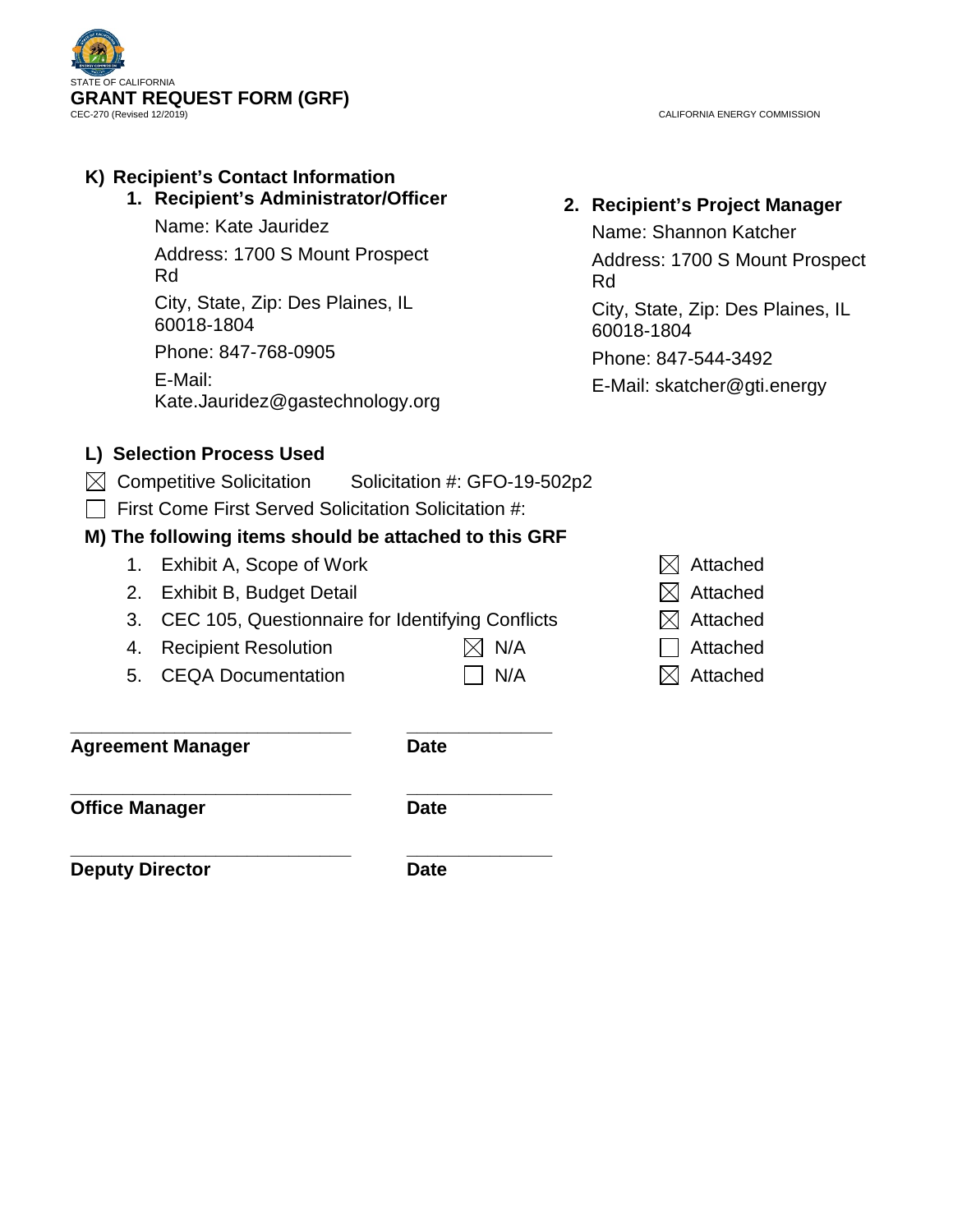STATE OF CALIFORNIA

# GRANT REQUEST FORM (GRF)

CEC-270 (Revised 12/2019)

CALIFORNIA ENERGY COMMISSION

## K) Recipient's Contact Information

### 1. Recipient's Administrator/Officer

Name: Kate Jauridez

Address: 1700 S Mount Prospect Rd

City, State, Zip: Des Plaines, IL 60018-1804

Phone: 847-768-0905

E-Mail: Kate.Jauridez@gastechnology.org

### 2. Recipient's Project Manager

Name: Shannon Katcher

Address: 1700 S Mount Prospect Rd

City, State, Zip: Des Plaines, IL 60018-1804

Phone: 847-544-3492

E-Mail: skatcher@gti.energy

## L) Selection Process Used

☒ Competitive Solicitation Solicitation #: GFO-19-502p2

☐ First Come First Served Solicitation Solicitation #:

## M) The following items should be attached to this GRF

| Item | N/A | Attached |
|---|---|---|
| 1. Exhibit A, Scope of Work | | ☒ Attached |
| 2. Exhibit B, Budget Detail | | ☒ Attached |
| 3. CEC 105, Questionnaire for Identifying Conflicts | | ☒ Attached |
| 4. Recipient Resolution | ☒ N/A | ☐ Attached |
| 5. CEQA Documentation | ☐ N/A | ☒ Attached |

______________________________ ______________

**Agreement Manager** **Date**

______________________________ ______________

**Office Manager** **Date**

______________________________ ______________

**Deputy Director** **Date**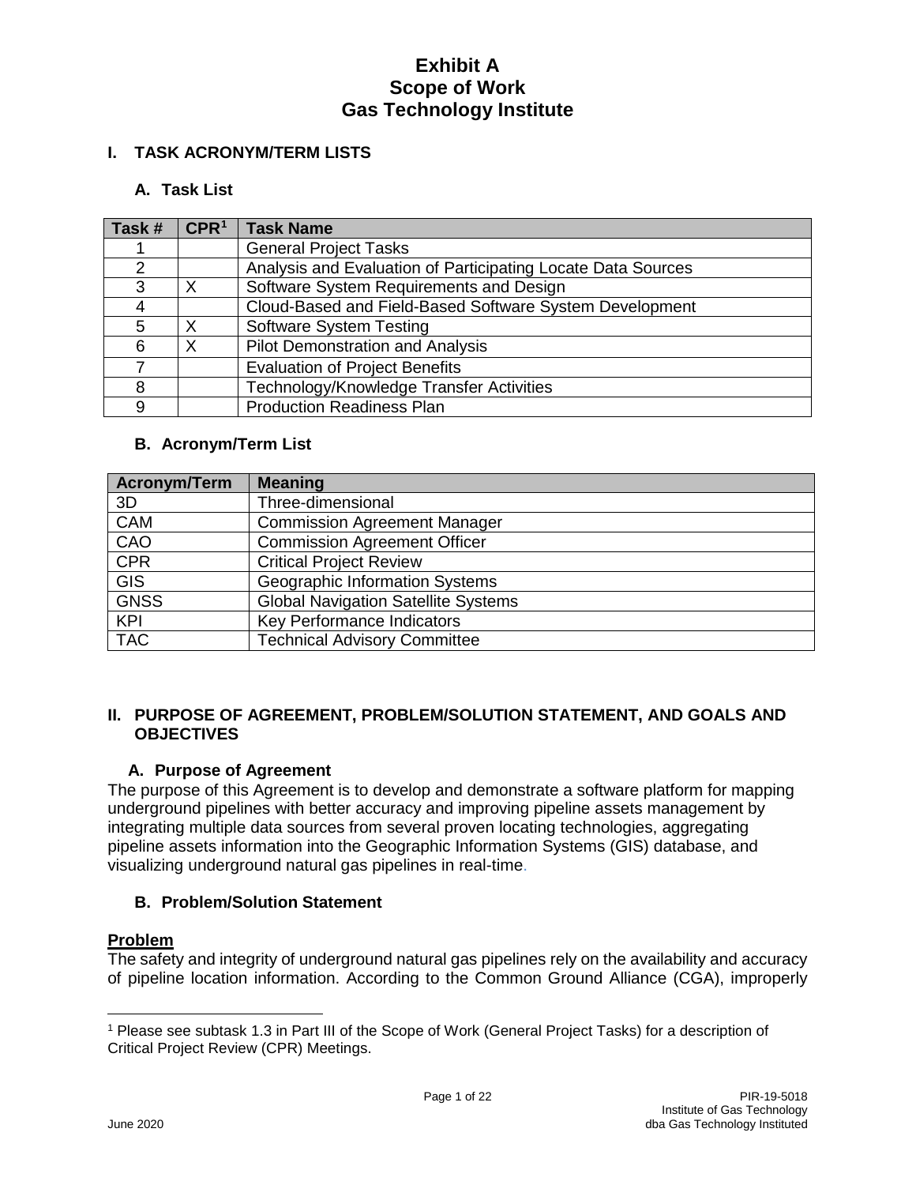# Exhibit A
# Scope of Work
# Gas Technology Institute

## I. TASK ACRONYM/TERM LISTS

### A. Task List

| Task # | CPR[1] | Task Name |
|---|---|---|
| 1 | | General Project Tasks |
| 2 | | Analysis and Evaluation of Participating Locate Data Sources |
| 3 | X | Software System Requirements and Design |
| 4 | | Cloud-Based and Field-Based Software System Development |
| 5 | X | Software System Testing |
| 6 | X | Pilot Demonstration and Analysis |
| 7 | | Evaluation of Project Benefits |
| 8 | | Technology/Knowledge Transfer Activities |
| 9 | | Production Readiness Plan |

### B. Acronym/Term List

| Acronym/Term | Meaning |
|---|---|
| 3D | Three-dimensional |
| CAM | Commission Agreement Manager |
| CAO | Commission Agreement Officer |
| CPR | Critical Project Review |
| GIS | Geographic Information Systems |
| GNSS | Global Navigation Satellite Systems |
| KPI | Key Performance Indicators |
| TAC | Technical Advisory Committee |

## II. PURPOSE OF AGREEMENT, PROBLEM/SOLUTION STATEMENT, AND GOALS AND OBJECTIVES

### A. Purpose of Agreement

The purpose of this Agreement is to develop and demonstrate a software platform for mapping underground pipelines with better accuracy and improving pipeline assets management by integrating multiple data sources from several proven locating technologies, aggregating pipeline assets information into the Geographic Information Systems (GIS) database, and visualizing underground natural gas pipelines in real-time.

### B. Problem/Solution Statement

**Problem**

The safety and integrity of underground natural gas pipelines rely on the availability and accuracy of pipeline location information. According to the Common Ground Alliance (CGA), improperly

[1] Please see subtask 1.3 in Part III of the Scope of Work (General Project Tasks) for a description of Critical Project Review (CPR) Meetings.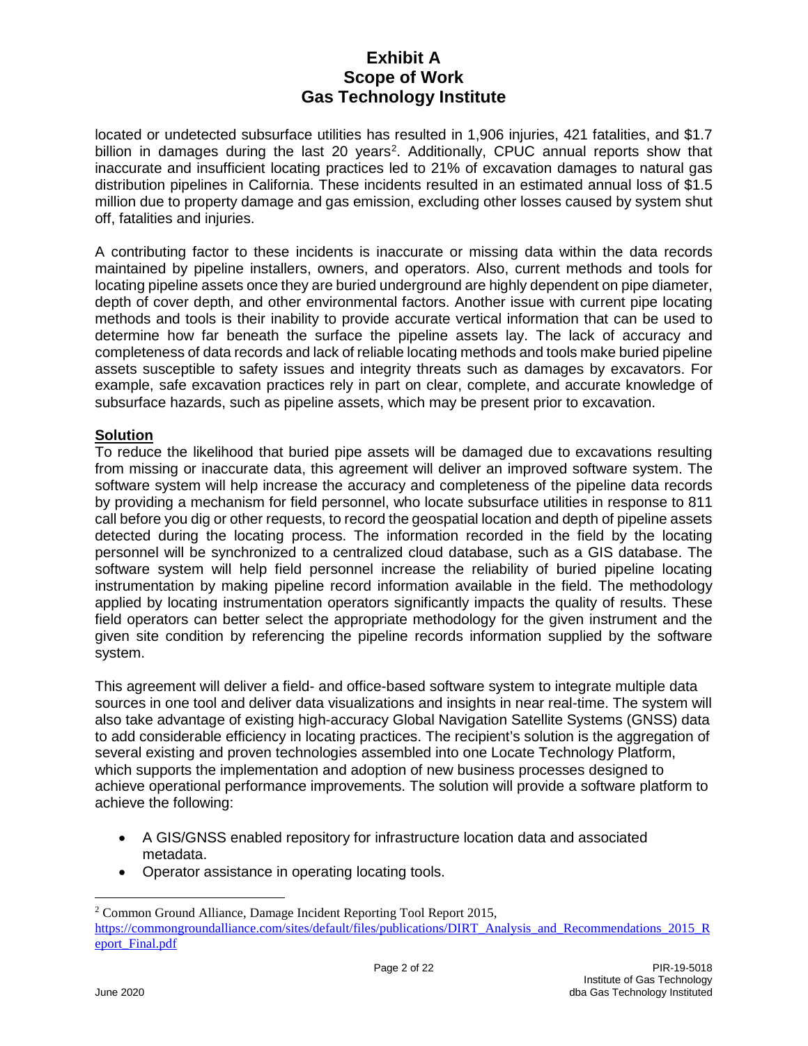located or undetected subsurface utilities has resulted in 1,906 injuries, 421 fatalities, and $1.7 billion in damages during the last 20 years[2]. Additionally, CPUC annual reports show that inaccurate and insufficient locating practices led to 21% of excavation damages to natural gas distribution pipelines in California. These incidents resulted in an estimated annual loss of $1.5 million due to property damage and gas emission, excluding other losses caused by system shut off, fatalities and injuries.

A contributing factor to these incidents is inaccurate or missing data within the data records maintained by pipeline installers, owners, and operators. Also, current methods and tools for locating pipeline assets once they are buried underground are highly dependent on pipe diameter, depth of cover depth, and other environmental factors. Another issue with current pipe locating methods and tools is their inability to provide accurate vertical information that can be used to determine how far beneath the surface the pipeline assets lay. The lack of accuracy and completeness of data records and lack of reliable locating methods and tools make buried pipeline assets susceptible to safety issues and integrity threats such as damages by excavators. For example, safe excavation practices rely in part on clear, complete, and accurate knowledge of subsurface hazards, such as pipeline assets, which may be present prior to excavation.

**Solution**

To reduce the likelihood that buried pipe assets will be damaged due to excavations resulting from missing or inaccurate data, this agreement will deliver an improved software system. The software system will help increase the accuracy and completeness of the pipeline data records by providing a mechanism for field personnel, who locate subsurface utilities in response to 811 call before you dig or other requests, to record the geospatial location and depth of pipeline assets detected during the locating process. The information recorded in the field by the locating personnel will be synchronized to a centralized cloud database, such as a GIS database. The software system will help field personnel increase the reliability of buried pipeline locating instrumentation by making pipeline record information available in the field. The methodology applied by locating instrumentation operators significantly impacts the quality of results. These field operators can better select the appropriate methodology for the given instrument and the given site condition by referencing the pipeline records information supplied by the software system.

This agreement will deliver a field- and office-based software system to integrate multiple data sources in one tool and deliver data visualizations and insights in near real-time. The system will also take advantage of existing high-accuracy Global Navigation Satellite Systems (GNSS) data to add considerable efficiency in locating practices. The recipient's solution is the aggregation of several existing and proven technologies assembled into one Locate Technology Platform, which supports the implementation and adoption of new business processes designed to achieve operational performance improvements. The solution will provide a software platform to achieve the following:

- A GIS/GNSS enabled repository for infrastructure location data and associated metadata.
- Operator assistance in operating locating tools.

[2] Common Ground Alliance, Damage Incident Reporting Tool Report 2015, https://commongroundalliance.com/sites/default/files/publications/DIRT_Analysis_and_Recommendations_2015_Report_Final.pdf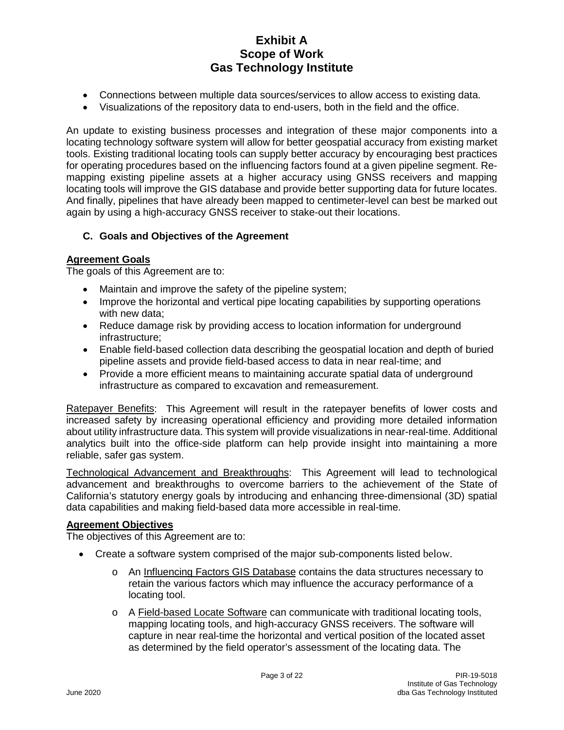- Connections between multiple data sources/services to allow access to existing data.
- Visualizations of the repository data to end-users, both in the field and the office.

An update to existing business processes and integration of these major components into a locating technology software system will allow for better geospatial accuracy from existing market tools. Existing traditional locating tools can supply better accuracy by encouraging best practices for operating procedures based on the influencing factors found at a given pipeline segment. Re-mapping existing pipeline assets at a higher accuracy using GNSS receivers and mapping locating tools will improve the GIS database and provide better supporting data for future locates. And finally, pipelines that have already been mapped to centimeter-level can best be marked out again by using a high-accuracy GNSS receiver to stake-out their locations.

### C. Goals and Objectives of the Agreement

**Agreement Goals**

The goals of this Agreement are to:

- Maintain and improve the safety of the pipeline system;
- Improve the horizontal and vertical pipe locating capabilities by supporting operations with new data;
- Reduce damage risk by providing access to location information for underground infrastructure;
- Enable field-based collection data describing the geospatial location and depth of buried pipeline assets and provide field-based access to data in near real-time; and
- Provide a more efficient means to maintaining accurate spatial data of underground infrastructure as compared to excavation and remeasurement.

Ratepayer Benefits: This Agreement will result in the ratepayer benefits of lower costs and increased safety by increasing operational efficiency and providing more detailed information about utility infrastructure data. This system will provide visualizations in near-real-time. Additional analytics built into the office-side platform can help provide insight into maintaining a more reliable, safer gas system.

Technological Advancement and Breakthroughs: This Agreement will lead to technological advancement and breakthroughs to overcome barriers to the achievement of the State of California's statutory energy goals by introducing and enhancing three-dimensional (3D) spatial data capabilities and making field-based data more accessible in real-time.

**Agreement Objectives**

The objectives of this Agreement are to:

- Create a software system comprised of the major sub-components listed below.
  - An Influencing Factors GIS Database contains the data structures necessary to retain the various factors which may influence the accuracy performance of a locating tool.
  - A Field-based Locate Software can communicate with traditional locating tools, mapping locating tools, and high-accuracy GNSS receivers. The software will capture in near real-time the horizontal and vertical position of the located asset as determined by the field operator's assessment of the locating data. The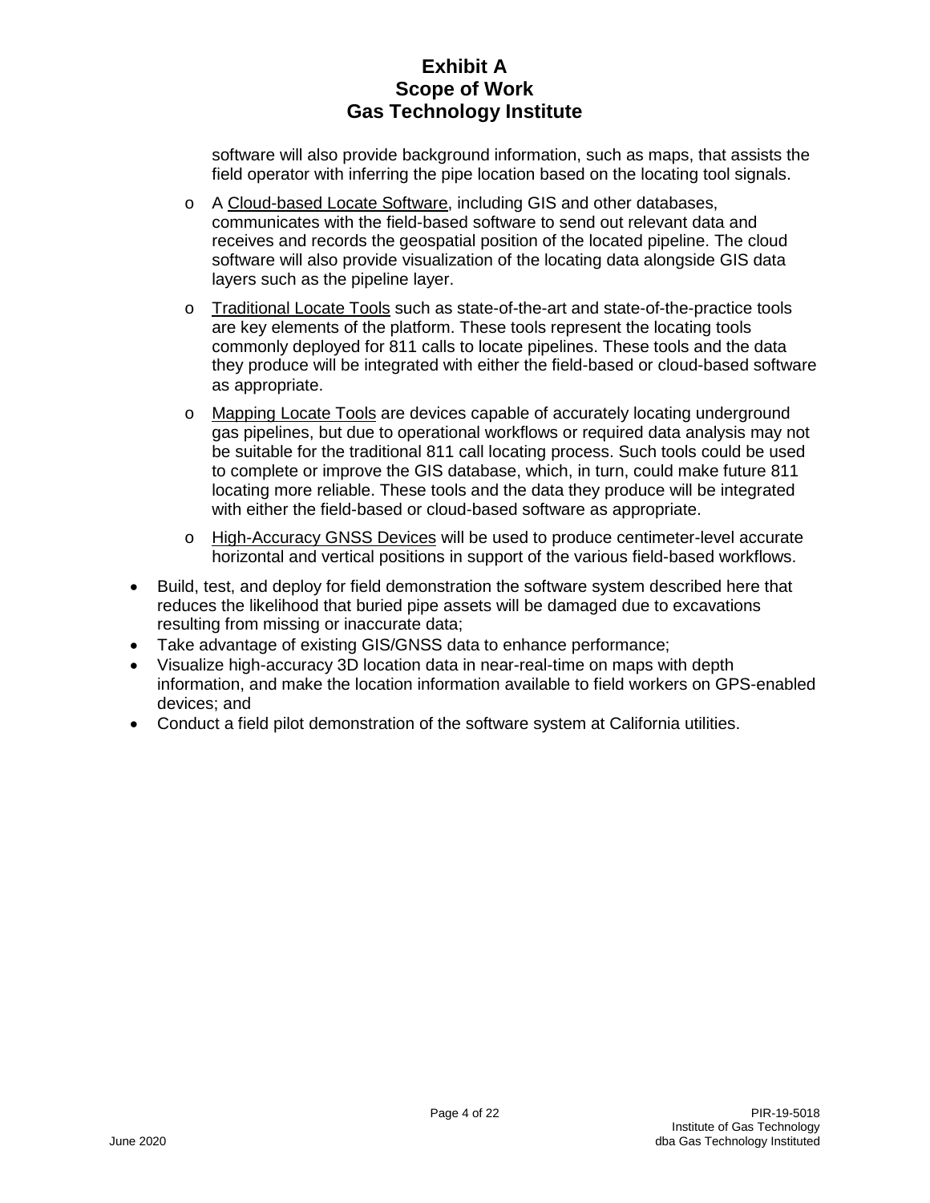software will also provide background information, such as maps, that assists the field operator with inferring the pipe location based on the locating tool signals.

  - A Cloud-based Locate Software, including GIS and other databases, communicates with the field-based software to send out relevant data and receives and records the geospatial position of the located pipeline. The cloud software will also provide visualization of the locating data alongside GIS data layers such as the pipeline layer.
  - Traditional Locate Tools such as state-of-the-art and state-of-the-practice tools are key elements of the platform. These tools represent the locating tools commonly deployed for 811 calls to locate pipelines. These tools and the data they produce will be integrated with either the field-based or cloud-based software as appropriate.
  - Mapping Locate Tools are devices capable of accurately locating underground gas pipelines, but due to operational workflows or required data analysis may not be suitable for the traditional 811 call locating process. Such tools could be used to complete or improve the GIS database, which, in turn, could make future 811 locating more reliable. These tools and the data they produce will be integrated with either the field-based or cloud-based software as appropriate.
  - High-Accuracy GNSS Devices will be used to produce centimeter-level accurate horizontal and vertical positions in support of the various field-based workflows.

- Build, test, and deploy for field demonstration the software system described here that reduces the likelihood that buried pipe assets will be damaged due to excavations resulting from missing or inaccurate data;
- Take advantage of existing GIS/GNSS data to enhance performance;
- Visualize high-accuracy 3D location data in near-real-time on maps with depth information, and make the location information available to field workers on GPS-enabled devices; and
- Conduct a field pilot demonstration of the software system at California utilities.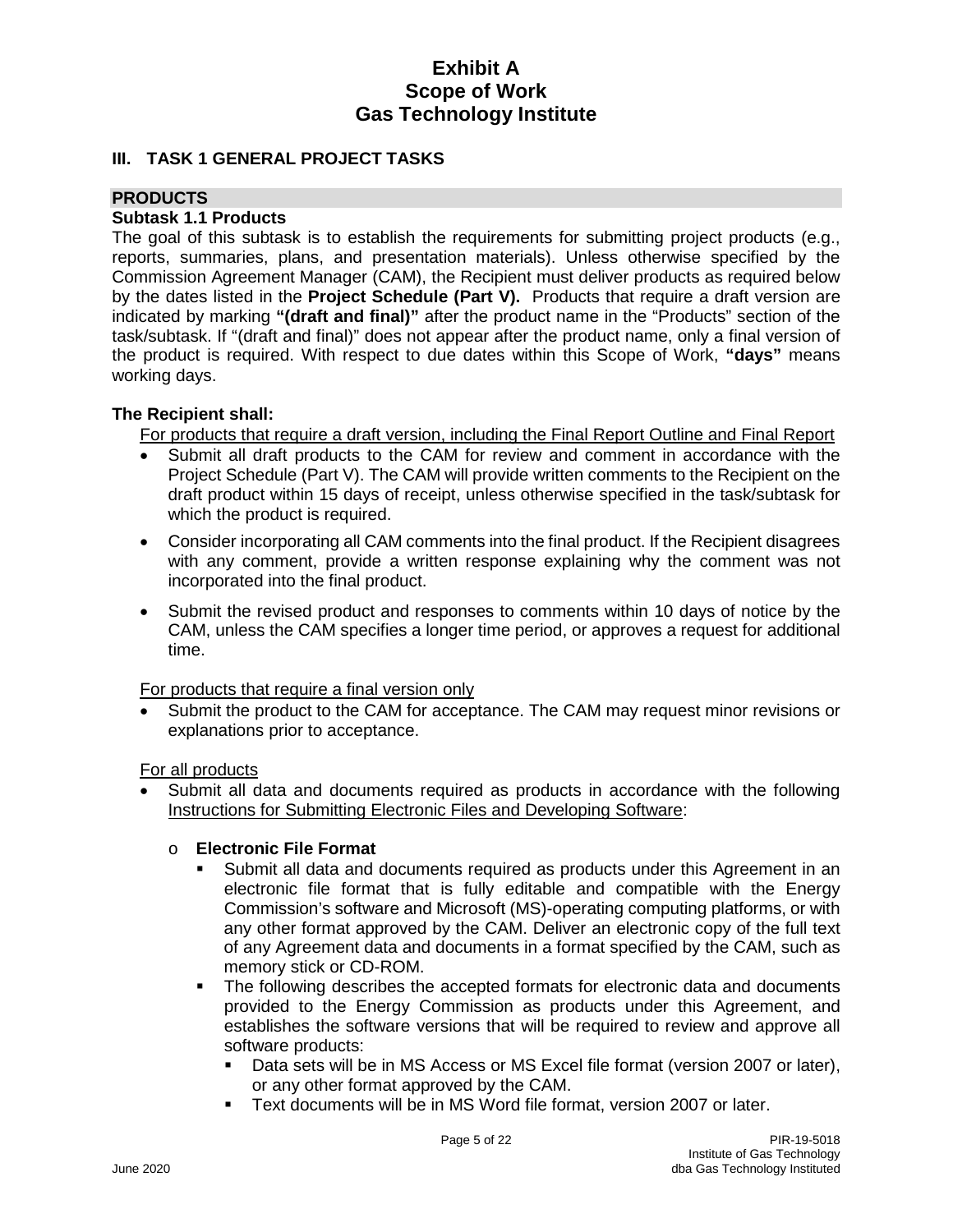# Exhibit A
# Scope of Work
# Gas Technology Institute

## III. TASK 1 GENERAL PROJECT TASKS

### PRODUCTS

**Subtask 1.1 Products**

The goal of this subtask is to establish the requirements for submitting project products (e.g., reports, summaries, plans, and presentation materials). Unless otherwise specified by the Commission Agreement Manager (CAM), the Recipient must deliver products as required below by the dates listed in the **Project Schedule (Part V).** Products that require a draft version are indicated by marking **"(draft and final)"** after the product name in the "Products" section of the task/subtask. If "(draft and final)" does not appear after the product name, only a final version of the product is required. With respect to due dates within this Scope of Work, **"days"** means working days.

**The Recipient shall:**

<u>For products that require a draft version, including the Final Report Outline and Final Report</u>

- Submit all draft products to the CAM for review and comment in accordance with the Project Schedule (Part V). The CAM will provide written comments to the Recipient on the draft product within 15 days of receipt, unless otherwise specified in the task/subtask for which the product is required.
- Consider incorporating all CAM comments into the final product. If the Recipient disagrees with any comment, provide a written response explaining why the comment was not incorporated into the final product.
- Submit the revised product and responses to comments within 10 days of notice by the CAM, unless the CAM specifies a longer time period, or approves a request for additional time.

<u>For products that require a final version only</u>

- Submit the product to the CAM for acceptance. The CAM may request minor revisions or explanations prior to acceptance.

<u>For all products</u>

- Submit all data and documents required as products in accordance with the following <u>Instructions for Submitting Electronic Files and Developing Software</u>:
  - **Electronic File Format**
    - Submit all data and documents required as products under this Agreement in an electronic file format that is fully editable and compatible with the Energy Commission's software and Microsoft (MS)-operating computing platforms, or with any other format approved by the CAM. Deliver an electronic copy of the full text of any Agreement data and documents in a format specified by the CAM, such as memory stick or CD-ROM.
    - The following describes the accepted formats for electronic data and documents provided to the Energy Commission as products under this Agreement, and establishes the software versions that will be required to review and approve all software products:
      - Data sets will be in MS Access or MS Excel file format (version 2007 or later), or any other format approved by the CAM.
      - Text documents will be in MS Word file format, version 2007 or later.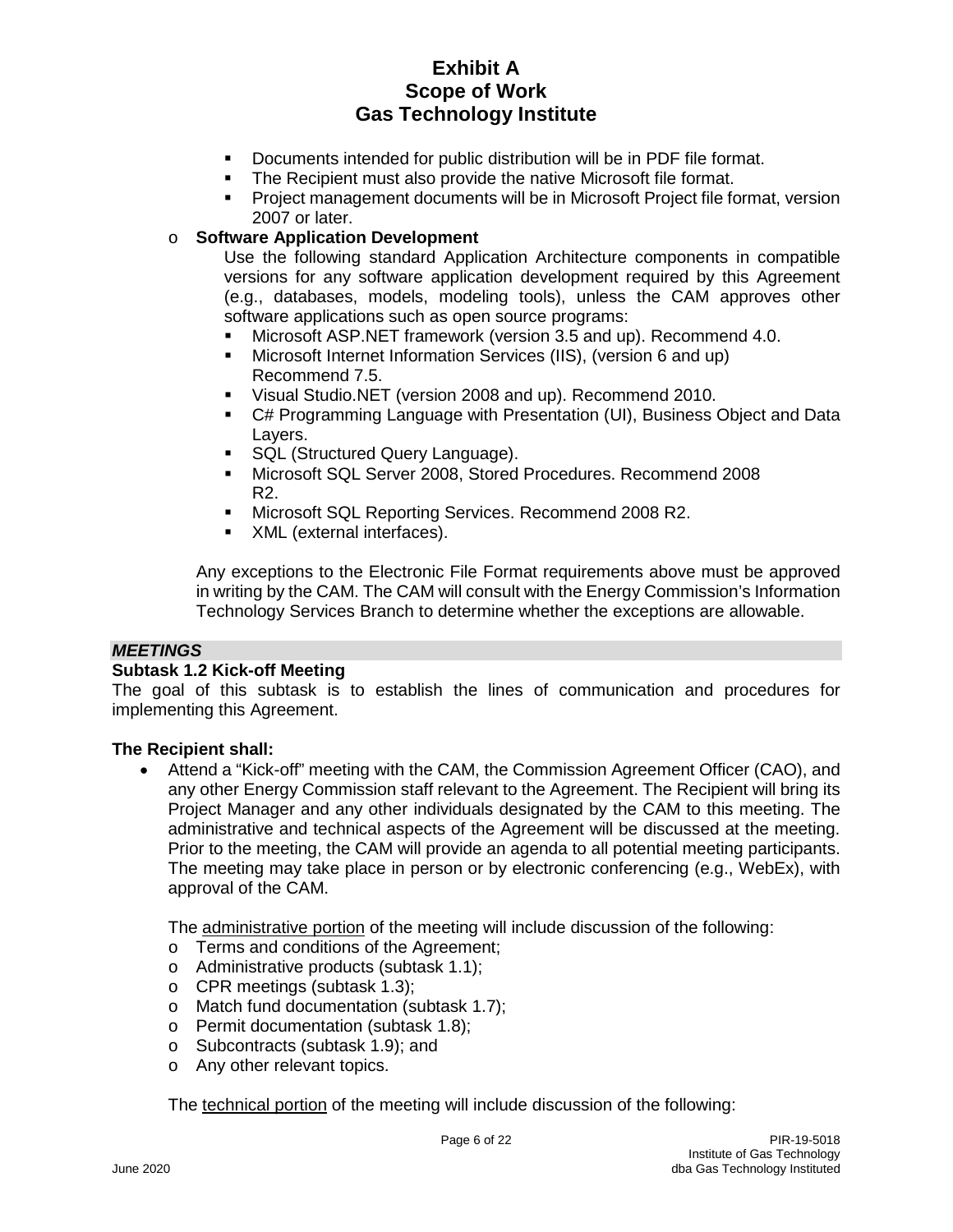- Documents intended for public distribution will be in PDF file format.
- The Recipient must also provide the native Microsoft file format.
- Project management documents will be in Microsoft Project file format, version 2007 or later.

- **Software Application Development**

  Use the following standard Application Architecture components in compatible versions for any software application development required by this Agreement (e.g., databases, models, modeling tools), unless the CAM approves other software applications such as open source programs:
  - Microsoft ASP.NET framework (version 3.5 and up). Recommend 4.0.
  - Microsoft Internet Information Services (IIS), (version 6 and up) Recommend 7.5.
  - Visual Studio.NET (version 2008 and up). Recommend 2010.
  - C# Programming Language with Presentation (UI), Business Object and Data Layers.
  - SQL (Structured Query Language).
  - Microsoft SQL Server 2008, Stored Procedures. Recommend 2008 R2.
  - Microsoft SQL Reporting Services. Recommend 2008 R2.
  - XML (external interfaces).

  Any exceptions to the Electronic File Format requirements above must be approved in writing by the CAM. The CAM will consult with the Energy Commission's Information Technology Services Branch to determine whether the exceptions are allowable.

***MEETINGS***

**Subtask 1.2 Kick-off Meeting**

The goal of this subtask is to establish the lines of communication and procedures for implementing this Agreement.

**The Recipient shall:**

- Attend a "Kick-off" meeting with the CAM, the Commission Agreement Officer (CAO), and any other Energy Commission staff relevant to the Agreement. The Recipient will bring its Project Manager and any other individuals designated by the CAM to this meeting. The administrative and technical aspects of the Agreement will be discussed at the meeting. Prior to the meeting, the CAM will provide an agenda to all potential meeting participants. The meeting may take place in person or by electronic conferencing (e.g., WebEx), with approval of the CAM.

  The administrative portion of the meeting will include discussion of the following:
  - Terms and conditions of the Agreement;
  - Administrative products (subtask 1.1);
  - CPR meetings (subtask 1.3);
  - Match fund documentation (subtask 1.7);
  - Permit documentation (subtask 1.8);
  - Subcontracts (subtask 1.9); and
  - Any other relevant topics.

  The technical portion of the meeting will include discussion of the following: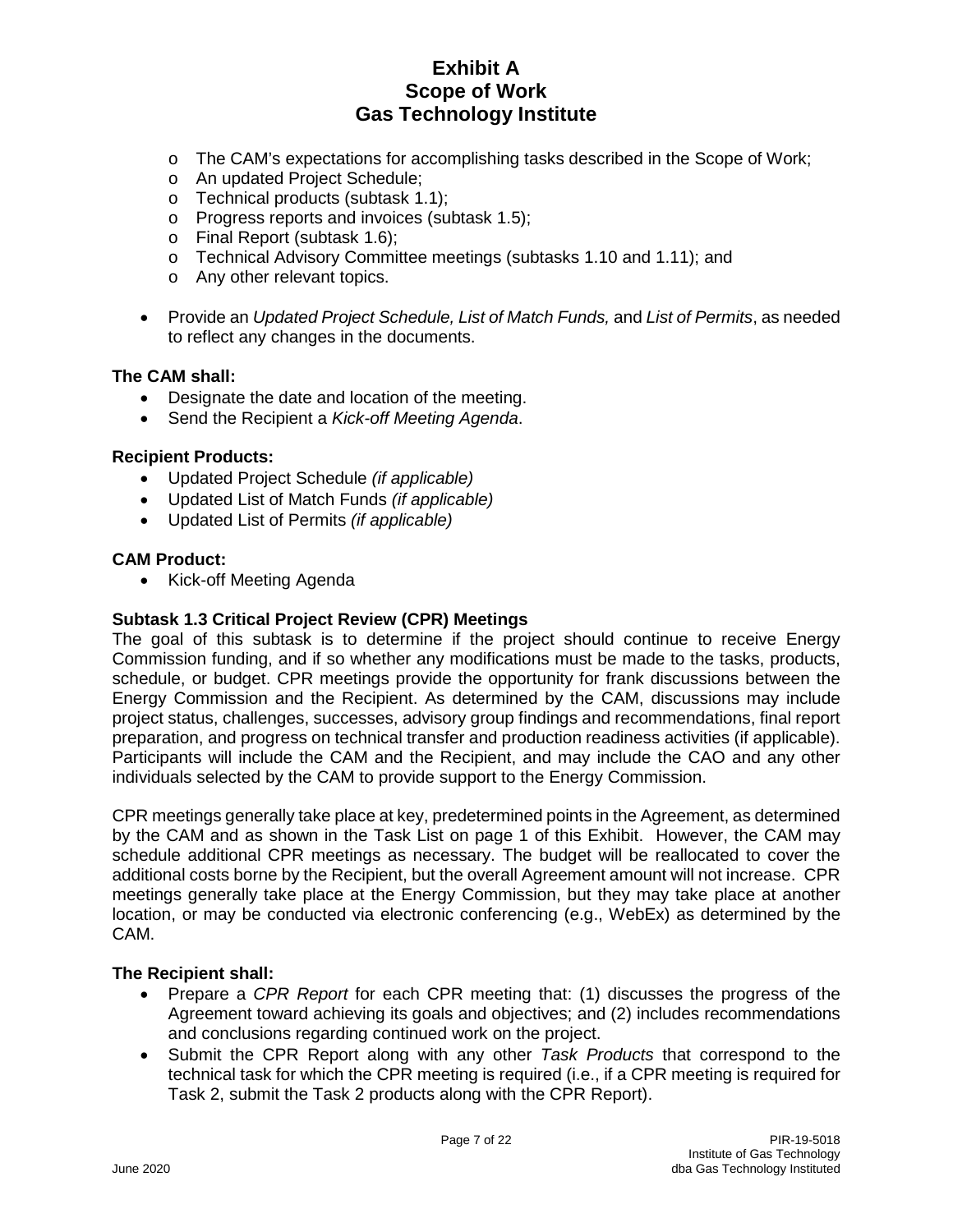- The CAM's expectations for accomplishing tasks described in the Scope of Work;
  - An updated Project Schedule;
  - Technical products (subtask 1.1);
  - Progress reports and invoices (subtask 1.5);
  - Final Report (subtask 1.6);
  - Technical Advisory Committee meetings (subtasks 1.10 and 1.11); and
  - Any other relevant topics.

- Provide an *Updated Project Schedule, List of Match Funds,* and *List of Permits*, as needed to reflect any changes in the documents.

**The CAM shall:**

- Designate the date and location of the meeting.
- Send the Recipient a *Kick-off Meeting Agenda*.

**Recipient Products:**

- Updated Project Schedule *(if applicable)*
- Updated List of Match Funds *(if applicable)*
- Updated List of Permits *(if applicable)*

**CAM Product:**

- Kick-off Meeting Agenda

**Subtask 1.3 Critical Project Review (CPR) Meetings**

The goal of this subtask is to determine if the project should continue to receive Energy Commission funding, and if so whether any modifications must be made to the tasks, products, schedule, or budget. CPR meetings provide the opportunity for frank discussions between the Energy Commission and the Recipient. As determined by the CAM, discussions may include project status, challenges, successes, advisory group findings and recommendations, final report preparation, and progress on technical transfer and production readiness activities (if applicable). Participants will include the CAM and the Recipient, and may include the CAO and any other individuals selected by the CAM to provide support to the Energy Commission.

CPR meetings generally take place at key, predetermined points in the Agreement, as determined by the CAM and as shown in the Task List on page 1 of this Exhibit. However, the CAM may schedule additional CPR meetings as necessary. The budget will be reallocated to cover the additional costs borne by the Recipient, but the overall Agreement amount will not increase. CPR meetings generally take place at the Energy Commission, but they may take place at another location, or may be conducted via electronic conferencing (e.g., WebEx) as determined by the CAM.

**The Recipient shall:**

- Prepare a *CPR Report* for each CPR meeting that: (1) discusses the progress of the Agreement toward achieving its goals and objectives; and (2) includes recommendations and conclusions regarding continued work on the project.
- Submit the CPR Report along with any other *Task Products* that correspond to the technical task for which the CPR meeting is required (i.e., if a CPR meeting is required for Task 2, submit the Task 2 products along with the CPR Report).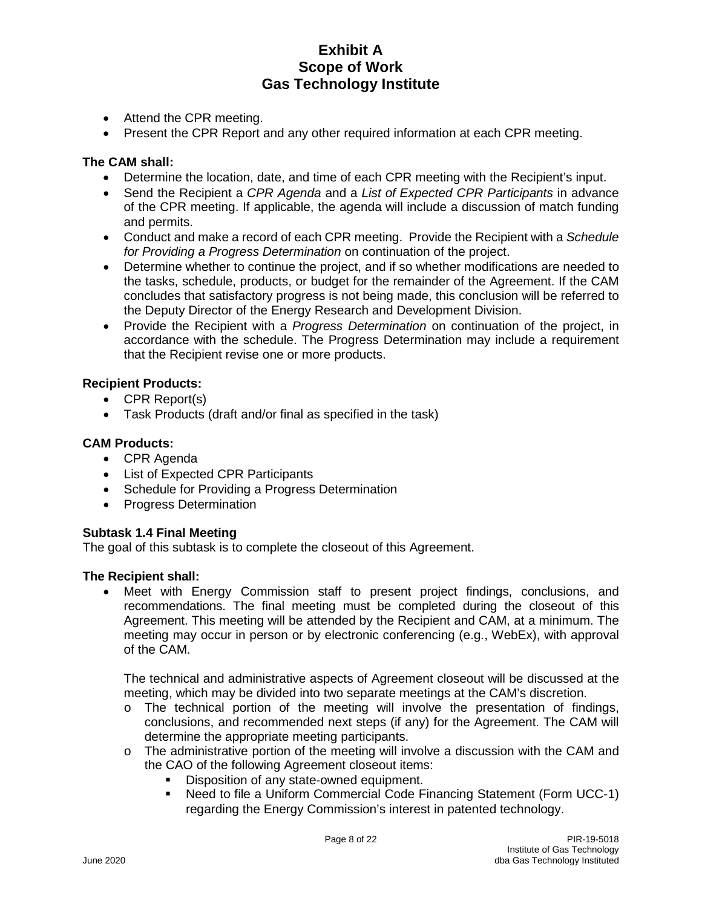- Attend the CPR meeting.
- Present the CPR Report and any other required information at each CPR meeting.

**The CAM shall:**

- Determine the location, date, and time of each CPR meeting with the Recipient's input.
- Send the Recipient a *CPR Agenda* and a *List of Expected CPR Participants* in advance of the CPR meeting. If applicable, the agenda will include a discussion of match funding and permits.
- Conduct and make a record of each CPR meeting. Provide the Recipient with a *Schedule for Providing a Progress Determination* on continuation of the project.
- Determine whether to continue the project, and if so whether modifications are needed to the tasks, schedule, products, or budget for the remainder of the Agreement. If the CAM concludes that satisfactory progress is not being made, this conclusion will be referred to the Deputy Director of the Energy Research and Development Division.
- Provide the Recipient with a *Progress Determination* on continuation of the project, in accordance with the schedule. The Progress Determination may include a requirement that the Recipient revise one or more products.

**Recipient Products:**

- CPR Report(s)
- Task Products (draft and/or final as specified in the task)

**CAM Products:**

- CPR Agenda
- List of Expected CPR Participants
- Schedule for Providing a Progress Determination
- Progress Determination

**Subtask 1.4 Final Meeting**

The goal of this subtask is to complete the closeout of this Agreement.

**The Recipient shall:**

- Meet with Energy Commission staff to present project findings, conclusions, and recommendations. The final meeting must be completed during the closeout of this Agreement. This meeting will be attended by the Recipient and CAM, at a minimum. The meeting may occur in person or by electronic conferencing (e.g., WebEx), with approval of the CAM.

  The technical and administrative aspects of Agreement closeout will be discussed at the meeting, which may be divided into two separate meetings at the CAM's discretion.

  - The technical portion of the meeting will involve the presentation of findings, conclusions, and recommended next steps (if any) for the Agreement. The CAM will determine the appropriate meeting participants.
  - The administrative portion of the meeting will involve a discussion with the CAM and the CAO of the following Agreement closeout items:
    - Disposition of any state-owned equipment.
    - Need to file a Uniform Commercial Code Financing Statement (Form UCC-1) regarding the Energy Commission's interest in patented technology.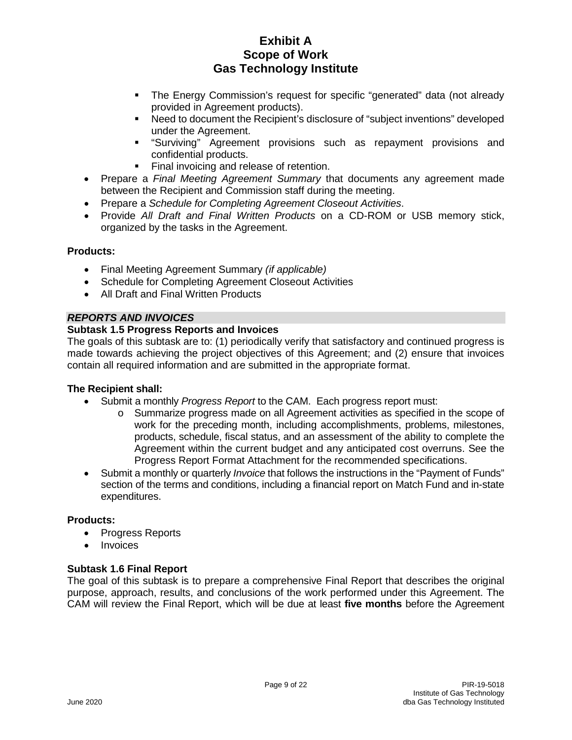- The Energy Commission's request for specific "generated" data (not already provided in Agreement products).
- Need to document the Recipient's disclosure of "subject inventions" developed under the Agreement.
- "Surviving" Agreement provisions such as repayment provisions and confidential products.
- Final invoicing and release of retention.

- Prepare a *Final Meeting Agreement Summary* that documents any agreement made between the Recipient and Commission staff during the meeting.
- Prepare a *Schedule for Completing Agreement Closeout Activities*.
- Provide *All Draft and Final Written Products* on a CD-ROM or USB memory stick, organized by the tasks in the Agreement.

**Products:**

- Final Meeting Agreement Summary *(if applicable)*
- Schedule for Completing Agreement Closeout Activities
- All Draft and Final Written Products

***REPORTS AND INVOICES***

**Subtask 1.5 Progress Reports and Invoices**

The goals of this subtask are to: (1) periodically verify that satisfactory and continued progress is made towards achieving the project objectives of this Agreement; and (2) ensure that invoices contain all required information and are submitted in the appropriate format.

**The Recipient shall:**

- Submit a monthly *Progress Report* to the CAM. Each progress report must:
  - Summarize progress made on all Agreement activities as specified in the scope of work for the preceding month, including accomplishments, problems, milestones, products, schedule, fiscal status, and an assessment of the ability to complete the Agreement within the current budget and any anticipated cost overruns. See the Progress Report Format Attachment for the recommended specifications.
- Submit a monthly or quarterly *Invoice* that follows the instructions in the "Payment of Funds" section of the terms and conditions, including a financial report on Match Fund and in-state expenditures.

**Products:**

- Progress Reports
- Invoices

**Subtask 1.6 Final Report**

The goal of this subtask is to prepare a comprehensive Final Report that describes the original purpose, approach, results, and conclusions of the work performed under this Agreement. The CAM will review the Final Report, which will be due at least **five months** before the Agreement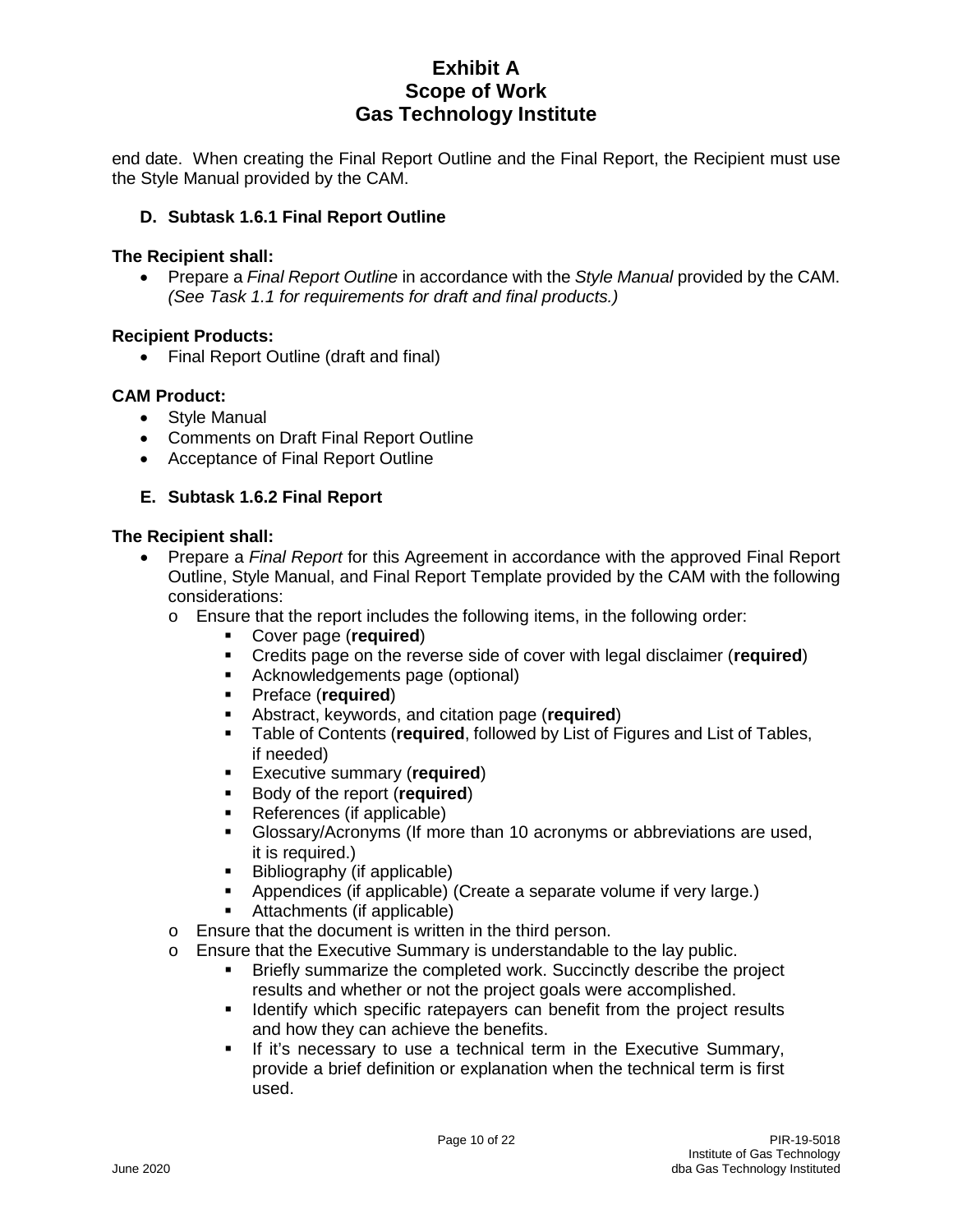end date. When creating the Final Report Outline and the Final Report, the Recipient must use the Style Manual provided by the CAM.

### D. Subtask 1.6.1 Final Report Outline

**The Recipient shall:**

- Prepare a *Final Report Outline* in accordance with the *Style Manual* provided by the CAM. *(See Task 1.1 for requirements for draft and final products.)*

**Recipient Products:**

- Final Report Outline (draft and final)

**CAM Product:**

- Style Manual
- Comments on Draft Final Report Outline
- Acceptance of Final Report Outline

### E. Subtask 1.6.2 Final Report

**The Recipient shall:**

- Prepare a *Final Report* for this Agreement in accordance with the approved Final Report Outline, Style Manual, and Final Report Template provided by the CAM with the following considerations:
  - Ensure that the report includes the following items, in the following order:
    - Cover page (**required**)
    - Credits page on the reverse side of cover with legal disclaimer (**required**)
    - Acknowledgements page (optional)
    - Preface (**required**)
    - Abstract, keywords, and citation page (**required**)
    - Table of Contents (**required**, followed by List of Figures and List of Tables, if needed)
    - Executive summary (**required**)
    - Body of the report (**required**)
    - References (if applicable)
    - Glossary/Acronyms (If more than 10 acronyms or abbreviations are used, it is required.)
    - Bibliography (if applicable)
    - Appendices (if applicable) (Create a separate volume if very large.)
    - Attachments (if applicable)
  - Ensure that the document is written in the third person.
  - Ensure that the Executive Summary is understandable to the lay public.
    - Briefly summarize the completed work. Succinctly describe the project results and whether or not the project goals were accomplished.
    - Identify which specific ratepayers can benefit from the project results and how they can achieve the benefits.
    - If it's necessary to use a technical term in the Executive Summary, provide a brief definition or explanation when the technical term is first used.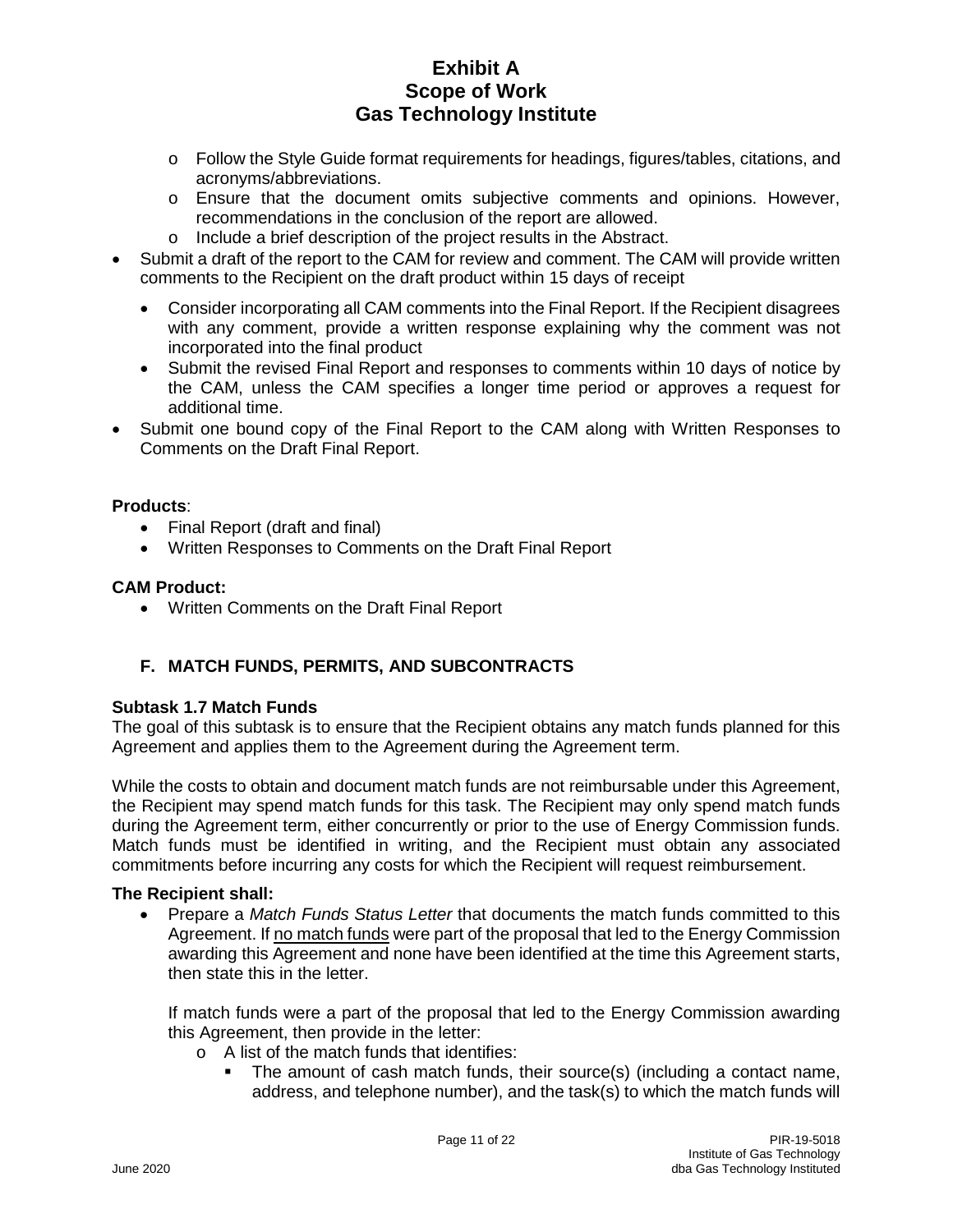- Follow the Style Guide format requirements for headings, figures/tables, citations, and acronyms/abbreviations.
  - Ensure that the document omits subjective comments and opinions. However, recommendations in the conclusion of the report are allowed.
  - Include a brief description of the project results in the Abstract.
- Submit a draft of the report to the CAM for review and comment. The CAM will provide written comments to the Recipient on the draft product within 15 days of receipt
  - Consider incorporating all CAM comments into the Final Report. If the Recipient disagrees with any comment, provide a written response explaining why the comment was not incorporated into the final product
  - Submit the revised Final Report and responses to comments within 10 days of notice by the CAM, unless the CAM specifies a longer time period or approves a request for additional time.
- Submit one bound copy of the Final Report to the CAM along with Written Responses to Comments on the Draft Final Report.

**Products**:

- Final Report (draft and final)
- Written Responses to Comments on the Draft Final Report

**CAM Product:**

- Written Comments on the Draft Final Report

## F. MATCH FUNDS, PERMITS, AND SUBCONTRACTS

**Subtask 1.7 Match Funds**

The goal of this subtask is to ensure that the Recipient obtains any match funds planned for this Agreement and applies them to the Agreement during the Agreement term.

While the costs to obtain and document match funds are not reimbursable under this Agreement, the Recipient may spend match funds for this task. The Recipient may only spend match funds during the Agreement term, either concurrently or prior to the use of Energy Commission funds. Match funds must be identified in writing, and the Recipient must obtain any associated commitments before incurring any costs for which the Recipient will request reimbursement.

**The Recipient shall:**

- Prepare a *Match Funds Status Letter* that documents the match funds committed to this Agreement. If <u>no match funds</u> were part of the proposal that led to the Energy Commission awarding this Agreement and none have been identified at the time this Agreement starts, then state this in the letter.

  If match funds were a part of the proposal that led to the Energy Commission awarding this Agreement, then provide in the letter:
  - A list of the match funds that identifies:
    - The amount of cash match funds, their source(s) (including a contact name, address, and telephone number), and the task(s) to which the match funds will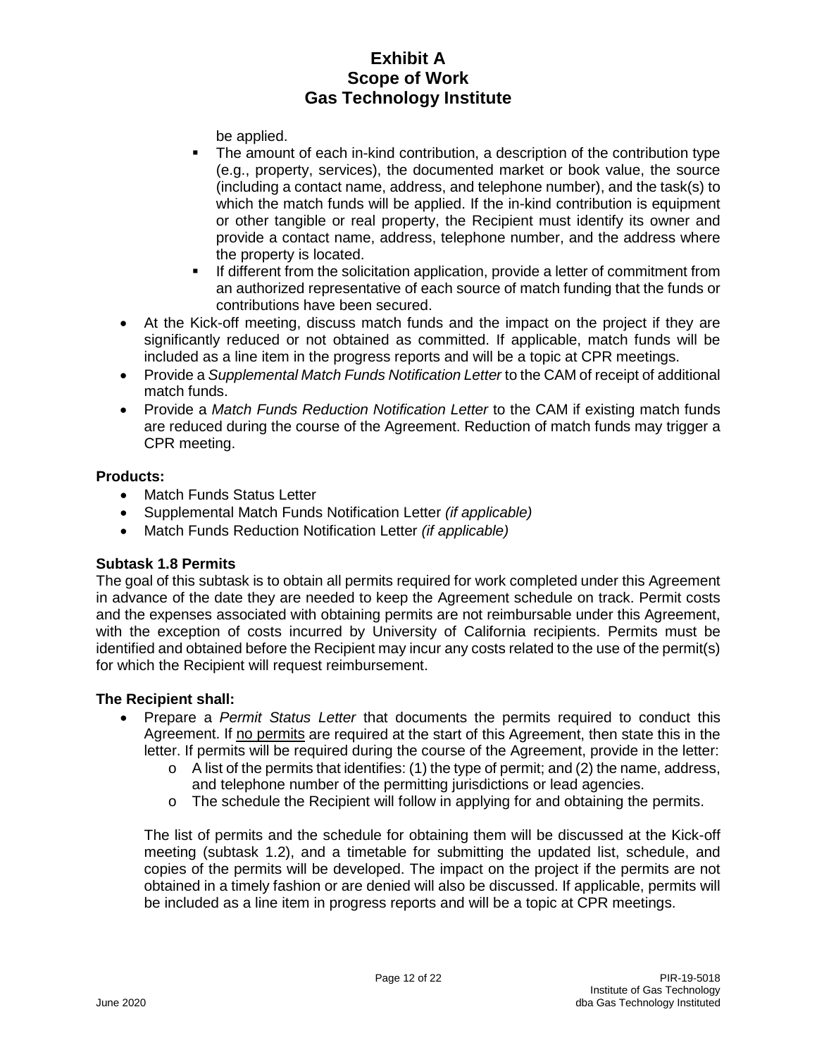be applied.

- The amount of each in-kind contribution, a description of the contribution type (e.g., property, services), the documented market or book value, the source (including a contact name, address, and telephone number), and the task(s) to which the match funds will be applied. If the in-kind contribution is equipment or other tangible or real property, the Recipient must identify its owner and provide a contact name, address, telephone number, and the address where the property is located.
- If different from the solicitation application, provide a letter of commitment from an authorized representative of each source of match funding that the funds or contributions have been secured.

- At the Kick-off meeting, discuss match funds and the impact on the project if they are significantly reduced or not obtained as committed. If applicable, match funds will be included as a line item in the progress reports and will be a topic at CPR meetings.
- Provide a *Supplemental Match Funds Notification Letter* to the CAM of receipt of additional match funds.
- Provide a *Match Funds Reduction Notification Letter* to the CAM if existing match funds are reduced during the course of the Agreement. Reduction of match funds may trigger a CPR meeting.

**Products:**

- Match Funds Status Letter
- Supplemental Match Funds Notification Letter *(if applicable)*
- Match Funds Reduction Notification Letter *(if applicable)*

**Subtask 1.8 Permits**

The goal of this subtask is to obtain all permits required for work completed under this Agreement in advance of the date they are needed to keep the Agreement schedule on track. Permit costs and the expenses associated with obtaining permits are not reimbursable under this Agreement, with the exception of costs incurred by University of California recipients. Permits must be identified and obtained before the Recipient may incur any costs related to the use of the permit(s) for which the Recipient will request reimbursement.

**The Recipient shall:**

- Prepare a *Permit Status Letter* that documents the permits required to conduct this Agreement. If <u>no permits</u> are required at the start of this Agreement, then state this in the letter. If permits will be required during the course of the Agreement, provide in the letter:
  - o A list of the permits that identifies: (1) the type of permit; and (2) the name, address, and telephone number of the permitting jurisdictions or lead agencies.
  - o The schedule the Recipient will follow in applying for and obtaining the permits.

  The list of permits and the schedule for obtaining them will be discussed at the Kick-off meeting (subtask 1.2), and a timetable for submitting the updated list, schedule, and copies of the permits will be developed. The impact on the project if the permits are not obtained in a timely fashion or are denied will also be discussed. If applicable, permits will be included as a line item in progress reports and will be a topic at CPR meetings.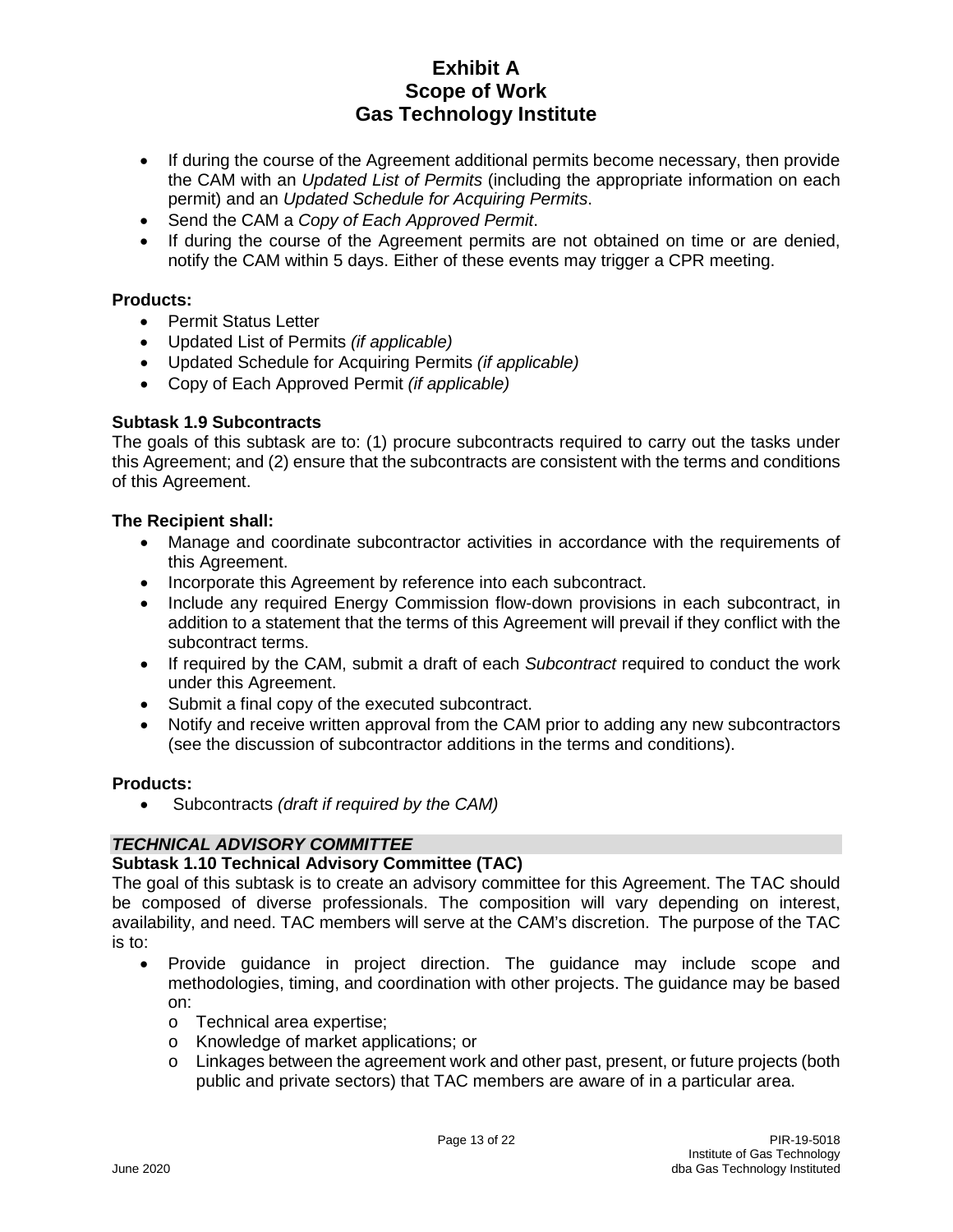- If during the course of the Agreement additional permits become necessary, then provide the CAM with an *Updated List of Permits* (including the appropriate information on each permit) and an *Updated Schedule for Acquiring Permits*.
- Send the CAM a *Copy of Each Approved Permit*.
- If during the course of the Agreement permits are not obtained on time or are denied, notify the CAM within 5 days. Either of these events may trigger a CPR meeting.

**Products:**

- Permit Status Letter
- Updated List of Permits *(if applicable)*
- Updated Schedule for Acquiring Permits *(if applicable)*
- Copy of Each Approved Permit *(if applicable)*

**Subtask 1.9 Subcontracts**

The goals of this subtask are to: (1) procure subcontracts required to carry out the tasks under this Agreement; and (2) ensure that the subcontracts are consistent with the terms and conditions of this Agreement.

**The Recipient shall:**

- Manage and coordinate subcontractor activities in accordance with the requirements of this Agreement.
- Incorporate this Agreement by reference into each subcontract.
- Include any required Energy Commission flow-down provisions in each subcontract, in addition to a statement that the terms of this Agreement will prevail if they conflict with the subcontract terms.
- If required by the CAM, submit a draft of each *Subcontract* required to conduct the work under this Agreement.
- Submit a final copy of the executed subcontract.
- Notify and receive written approval from the CAM prior to adding any new subcontractors (see the discussion of subcontractor additions in the terms and conditions).

**Products:**

- Subcontracts *(draft if required by the CAM)*

***TECHNICAL ADVISORY COMMITTEE***

**Subtask 1.10 Technical Advisory Committee (TAC)**

The goal of this subtask is to create an advisory committee for this Agreement. The TAC should be composed of diverse professionals. The composition will vary depending on interest, availability, and need. TAC members will serve at the CAM's discretion. The purpose of the TAC is to:

- Provide guidance in project direction. The guidance may include scope and methodologies, timing, and coordination with other projects. The guidance may be based on:
  - Technical area expertise;
  - Knowledge of market applications; or
  - Linkages between the agreement work and other past, present, or future projects (both public and private sectors) that TAC members are aware of in a particular area.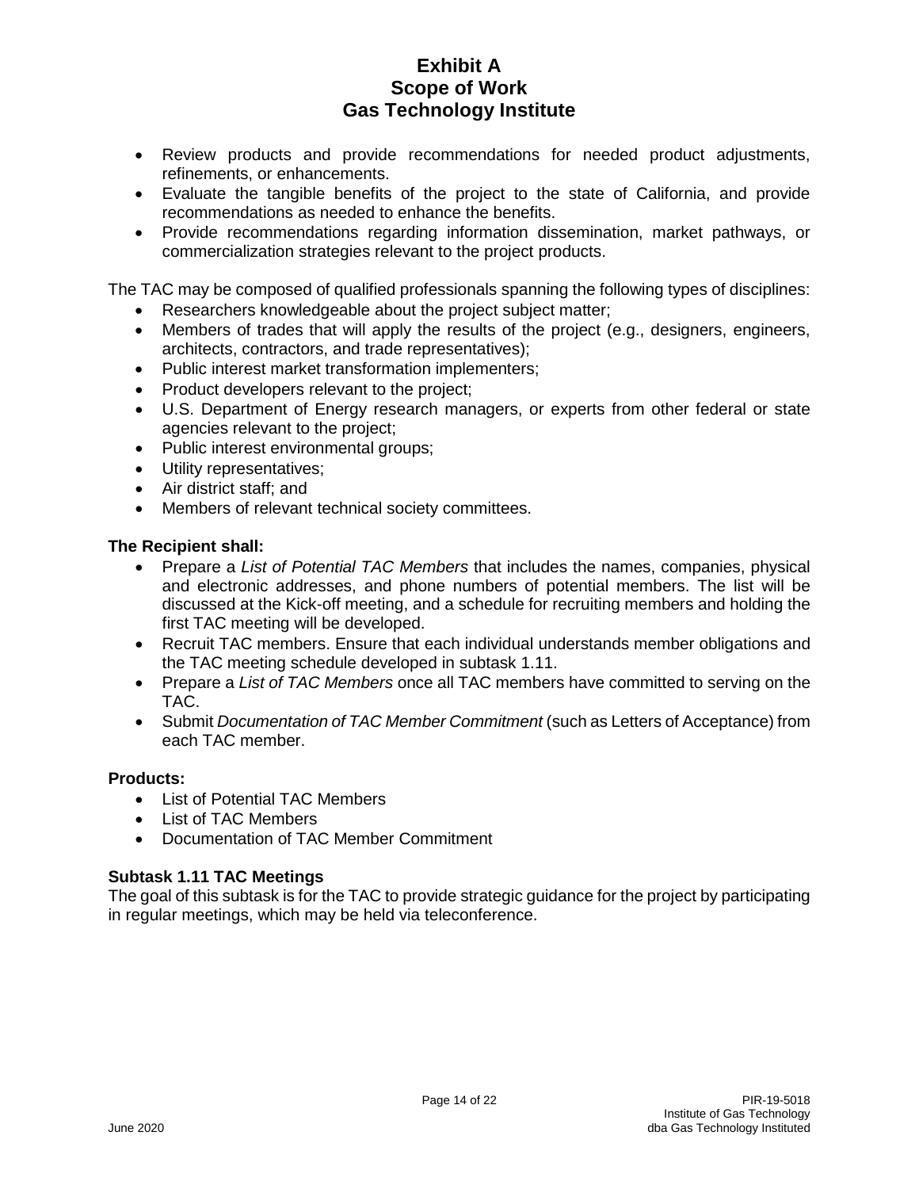- Review products and provide recommendations for needed product adjustments, refinements, or enhancements.
- Evaluate the tangible benefits of the project to the state of California, and provide recommendations as needed to enhance the benefits.
- Provide recommendations regarding information dissemination, market pathways, or commercialization strategies relevant to the project products.

The TAC may be composed of qualified professionals spanning the following types of disciplines:

- Researchers knowledgeable about the project subject matter;
- Members of trades that will apply the results of the project (e.g., designers, engineers, architects, contractors, and trade representatives);
- Public interest market transformation implementers;
- Product developers relevant to the project;
- U.S. Department of Energy research managers, or experts from other federal or state agencies relevant to the project;
- Public interest environmental groups;
- Utility representatives;
- Air district staff; and
- Members of relevant technical society committees.

**The Recipient shall:**

- Prepare a *List of Potential TAC Members* that includes the names, companies, physical and electronic addresses, and phone numbers of potential members. The list will be discussed at the Kick-off meeting, and a schedule for recruiting members and holding the first TAC meeting will be developed.
- Recruit TAC members. Ensure that each individual understands member obligations and the TAC meeting schedule developed in subtask 1.11.
- Prepare a *List of TAC Members* once all TAC members have committed to serving on the TAC.
- Submit *Documentation of TAC Member Commitment* (such as Letters of Acceptance) from each TAC member.

**Products:**

- List of Potential TAC Members
- List of TAC Members
- Documentation of TAC Member Commitment

### Subtask 1.11 TAC Meetings

The goal of this subtask is for the TAC to provide strategic guidance for the project by participating in regular meetings, which may be held via teleconference.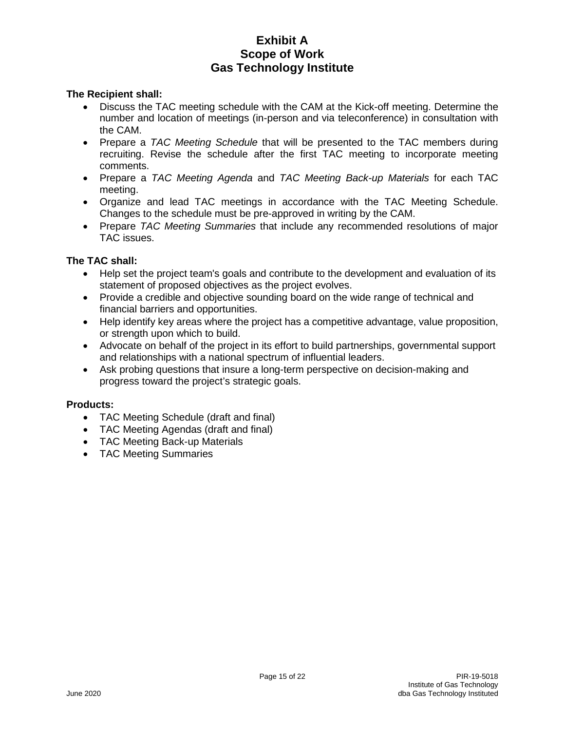**The Recipient shall:**

- Discuss the TAC meeting schedule with the CAM at the Kick-off meeting. Determine the number and location of meetings (in-person and via teleconference) in consultation with the CAM.
- Prepare a *TAC Meeting Schedule* that will be presented to the TAC members during recruiting. Revise the schedule after the first TAC meeting to incorporate meeting comments.
- Prepare a *TAC Meeting Agenda* and *TAC Meeting Back-up Materials* for each TAC meeting.
- Organize and lead TAC meetings in accordance with the TAC Meeting Schedule. Changes to the schedule must be pre-approved in writing by the CAM.
- Prepare *TAC Meeting Summaries* that include any recommended resolutions of major TAC issues.

**The TAC shall:**

- Help set the project team's goals and contribute to the development and evaluation of its statement of proposed objectives as the project evolves.
- Provide a credible and objective sounding board on the wide range of technical and financial barriers and opportunities.
- Help identify key areas where the project has a competitive advantage, value proposition, or strength upon which to build.
- Advocate on behalf of the project in its effort to build partnerships, governmental support and relationships with a national spectrum of influential leaders.
- Ask probing questions that insure a long-term perspective on decision-making and progress toward the project's strategic goals.

**Products:**

- TAC Meeting Schedule (draft and final)
- TAC Meeting Agendas (draft and final)
- TAC Meeting Back-up Materials
- TAC Meeting Summaries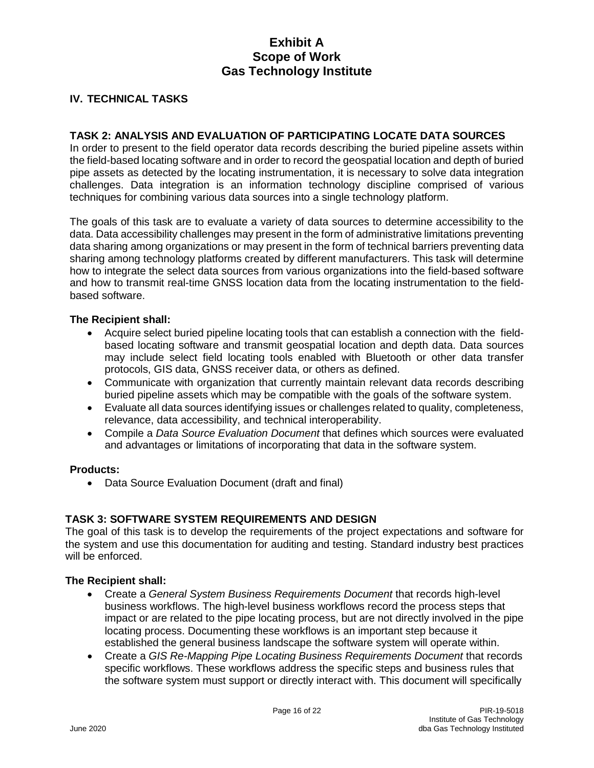# Exhibit A
# Scope of Work
# Gas Technology Institute

## IV. TECHNICAL TASKS

### TASK 2: ANALYSIS AND EVALUATION OF PARTICIPATING LOCATE DATA SOURCES

In order to present to the field operator data records describing the buried pipeline assets within the field-based locating software and in order to record the geospatial location and depth of buried pipe assets as detected by the locating instrumentation, it is necessary to solve data integration challenges. Data integration is an information technology discipline comprised of various techniques for combining various data sources into a single technology platform.

The goals of this task are to evaluate a variety of data sources to determine accessibility to the data. Data accessibility challenges may present in the form of administrative limitations preventing data sharing among organizations or may present in the form of technical barriers preventing data sharing among technology platforms created by different manufacturers. This task will determine how to integrate the select data sources from various organizations into the field-based software and how to transmit real-time GNSS location data from the locating instrumentation to the field-based software.

**The Recipient shall:**

- Acquire select buried pipeline locating tools that can establish a connection with the field-based locating software and transmit geospatial location and depth data. Data sources may include select field locating tools enabled with Bluetooth or other data transfer protocols, GIS data, GNSS receiver data, or others as defined.
- Communicate with organization that currently maintain relevant data records describing buried pipeline assets which may be compatible with the goals of the software system.
- Evaluate all data sources identifying issues or challenges related to quality, completeness, relevance, data accessibility, and technical interoperability.
- Compile a *Data Source Evaluation Document* that defines which sources were evaluated and advantages or limitations of incorporating that data in the software system.

**Products:**

- Data Source Evaluation Document (draft and final)

### TASK 3: SOFTWARE SYSTEM REQUIREMENTS AND DESIGN

The goal of this task is to develop the requirements of the project expectations and software for the system and use this documentation for auditing and testing. Standard industry best practices will be enforced.

**The Recipient shall:**

- Create a *General System Business Requirements Document* that records high-level business workflows. The high-level business workflows record the process steps that impact or are related to the pipe locating process, but are not directly involved in the pipe locating process. Documenting these workflows is an important step because it established the general business landscape the software system will operate within.
- Create a *GIS Re-Mapping Pipe Locating Business Requirements Document* that records specific workflows. These workflows address the specific steps and business rules that the software system must support or directly interact with. This document will specifically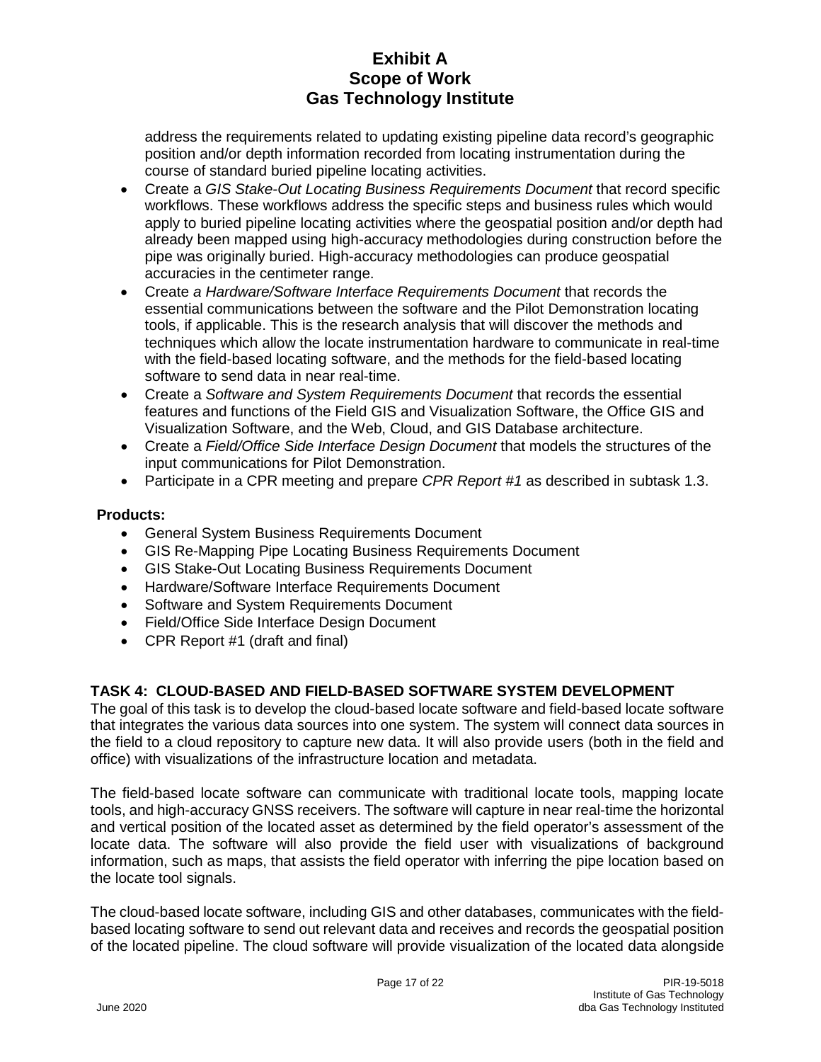address the requirements related to updating existing pipeline data record's geographic position and/or depth information recorded from locating instrumentation during the course of standard buried pipeline locating activities.

- Create a *GIS Stake-Out Locating Business Requirements Document* that record specific workflows. These workflows address the specific steps and business rules which would apply to buried pipeline locating activities where the geospatial position and/or depth had already been mapped using high-accuracy methodologies during construction before the pipe was originally buried. High-accuracy methodologies can produce geospatial accuracies in the centimeter range.
- Create *a Hardware/Software Interface Requirements Document* that records the essential communications between the software and the Pilot Demonstration locating tools, if applicable. This is the research analysis that will discover the methods and techniques which allow the locate instrumentation hardware to communicate in real-time with the field-based locating software, and the methods for the field-based locating software to send data in near real-time.
- Create a *Software and System Requirements Document* that records the essential features and functions of the Field GIS and Visualization Software, the Office GIS and Visualization Software, and the Web, Cloud, and GIS Database architecture.
- Create a *Field/Office Side Interface Design Document* that models the structures of the input communications for Pilot Demonstration.
- Participate in a CPR meeting and prepare *CPR Report #1* as described in subtask 1.3.

**Products:**

- General System Business Requirements Document
- GIS Re-Mapping Pipe Locating Business Requirements Document
- GIS Stake-Out Locating Business Requirements Document
- Hardware/Software Interface Requirements Document
- Software and System Requirements Document
- Field/Office Side Interface Design Document
- CPR Report #1 (draft and final)

## TASK 4: CLOUD-BASED AND FIELD-BASED SOFTWARE SYSTEM DEVELOPMENT

The goal of this task is to develop the cloud-based locate software and field-based locate software that integrates the various data sources into one system. The system will connect data sources in the field to a cloud repository to capture new data. It will also provide users (both in the field and office) with visualizations of the infrastructure location and metadata.

The field-based locate software can communicate with traditional locate tools, mapping locate tools, and high-accuracy GNSS receivers. The software will capture in near real-time the horizontal and vertical position of the located asset as determined by the field operator's assessment of the locate data. The software will also provide the field user with visualizations of background information, such as maps, that assists the field operator with inferring the pipe location based on the locate tool signals.

The cloud-based locate software, including GIS and other databases, communicates with the field-based locating software to send out relevant data and receives and records the geospatial position of the located pipeline. The cloud software will provide visualization of the located data alongside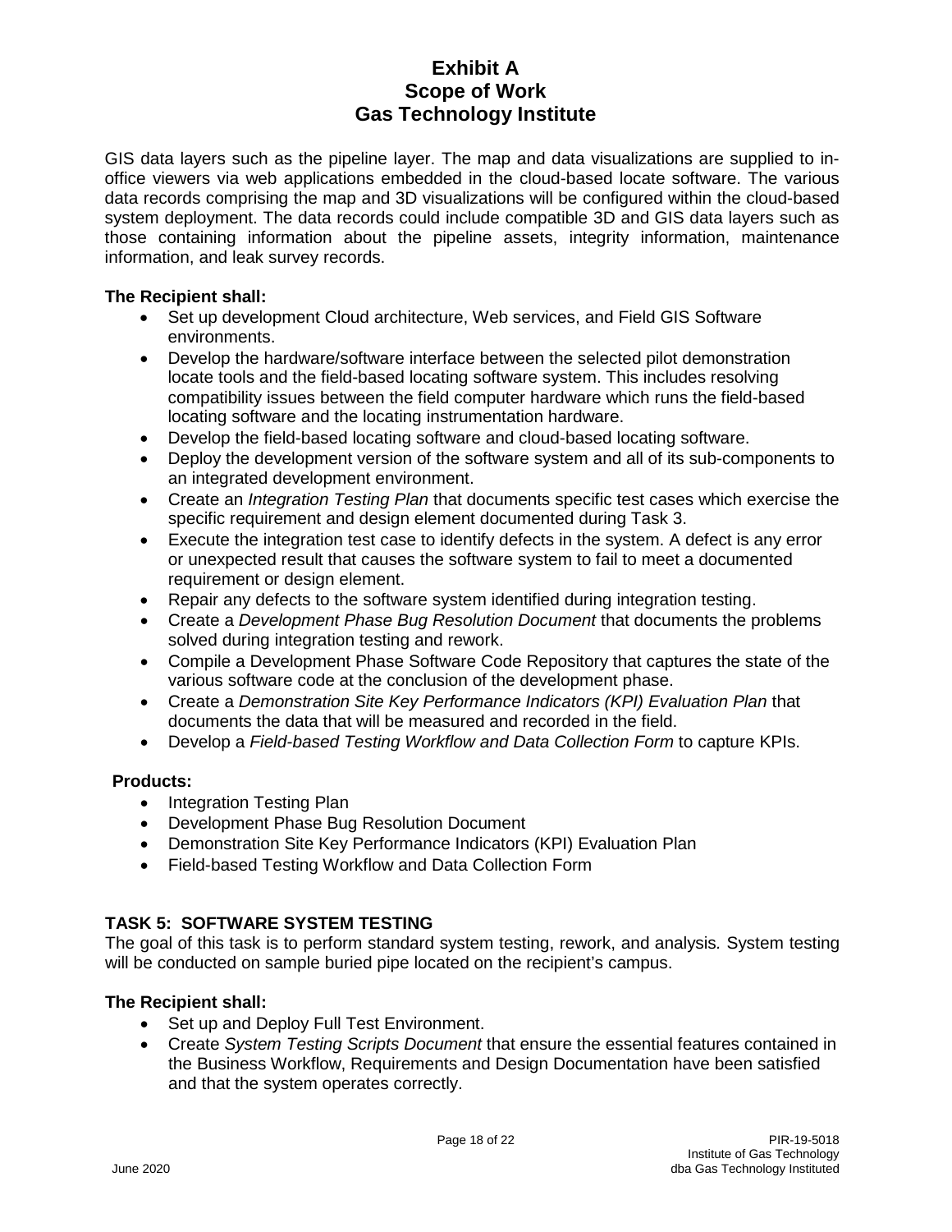GIS data layers such as the pipeline layer. The map and data visualizations are supplied to in-office viewers via web applications embedded in the cloud-based locate software. The various data records comprising the map and 3D visualizations will be configured within the cloud-based system deployment. The data records could include compatible 3D and GIS data layers such as those containing information about the pipeline assets, integrity information, maintenance information, and leak survey records.

**The Recipient shall:**

- Set up development Cloud architecture, Web services, and Field GIS Software environments.
- Develop the hardware/software interface between the selected pilot demonstration locate tools and the field-based locating software system. This includes resolving compatibility issues between the field computer hardware which runs the field-based locating software and the locating instrumentation hardware.
- Develop the field-based locating software and cloud-based locating software.
- Deploy the development version of the software system and all of its sub-components to an integrated development environment.
- Create an *Integration Testing Plan* that documents specific test cases which exercise the specific requirement and design element documented during Task 3.
- Execute the integration test case to identify defects in the system. A defect is any error or unexpected result that causes the software system to fail to meet a documented requirement or design element.
- Repair any defects to the software system identified during integration testing.
- Create a *Development Phase Bug Resolution Document* that documents the problems solved during integration testing and rework.
- Compile a Development Phase Software Code Repository that captures the state of the various software code at the conclusion of the development phase.
- Create a *Demonstration Site Key Performance Indicators (KPI) Evaluation Plan* that documents the data that will be measured and recorded in the field.
- Develop a *Field-based Testing Workflow and Data Collection Form* to capture KPIs.

**Products:**

- Integration Testing Plan
- Development Phase Bug Resolution Document
- Demonstration Site Key Performance Indicators (KPI) Evaluation Plan
- Field-based Testing Workflow and Data Collection Form

## TASK 5: SOFTWARE SYSTEM TESTING

The goal of this task is to perform standard system testing, rework, and analysis. System testing will be conducted on sample buried pipe located on the recipient's campus.

**The Recipient shall:**

- Set up and Deploy Full Test Environment.
- Create *System Testing Scripts Document* that ensure the essential features contained in the Business Workflow, Requirements and Design Documentation have been satisfied and that the system operates correctly.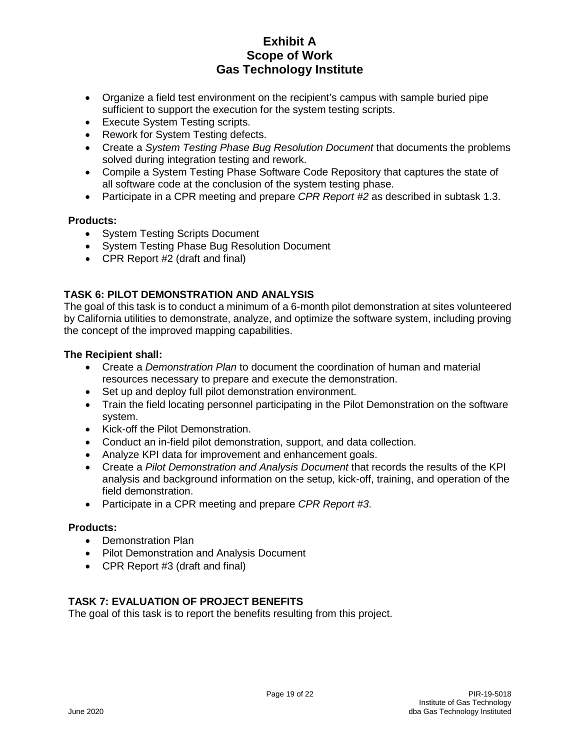- Organize a field test environment on the recipient's campus with sample buried pipe sufficient to support the execution for the system testing scripts.
- Execute System Testing scripts.
- Rework for System Testing defects.
- Create a *System Testing Phase Bug Resolution Document* that documents the problems solved during integration testing and rework.
- Compile a System Testing Phase Software Code Repository that captures the state of all software code at the conclusion of the system testing phase.
- Participate in a CPR meeting and prepare *CPR Report #2* as described in subtask 1.3.

**Products:**

- System Testing Scripts Document
- System Testing Phase Bug Resolution Document
- CPR Report #2 (draft and final)

## TASK 6: PILOT DEMONSTRATION AND ANALYSIS

The goal of this task is to conduct a minimum of a 6-month pilot demonstration at sites volunteered by California utilities to demonstrate, analyze, and optimize the software system, including proving the concept of the improved mapping capabilities.

**The Recipient shall:**

- Create a *Demonstration Plan* to document the coordination of human and material resources necessary to prepare and execute the demonstration.
- Set up and deploy full pilot demonstration environment.
- Train the field locating personnel participating in the Pilot Demonstration on the software system.
- Kick-off the Pilot Demonstration.
- Conduct an in-field pilot demonstration, support, and data collection.
- Analyze KPI data for improvement and enhancement goals.
- Create a *Pilot Demonstration and Analysis Document* that records the results of the KPI analysis and background information on the setup, kick-off, training, and operation of the field demonstration.
- Participate in a CPR meeting and prepare *CPR Report #3*.

**Products:**

- Demonstration Plan
- Pilot Demonstration and Analysis Document
- CPR Report #3 (draft and final)

## TASK 7: EVALUATION OF PROJECT BENEFITS

The goal of this task is to report the benefits resulting from this project.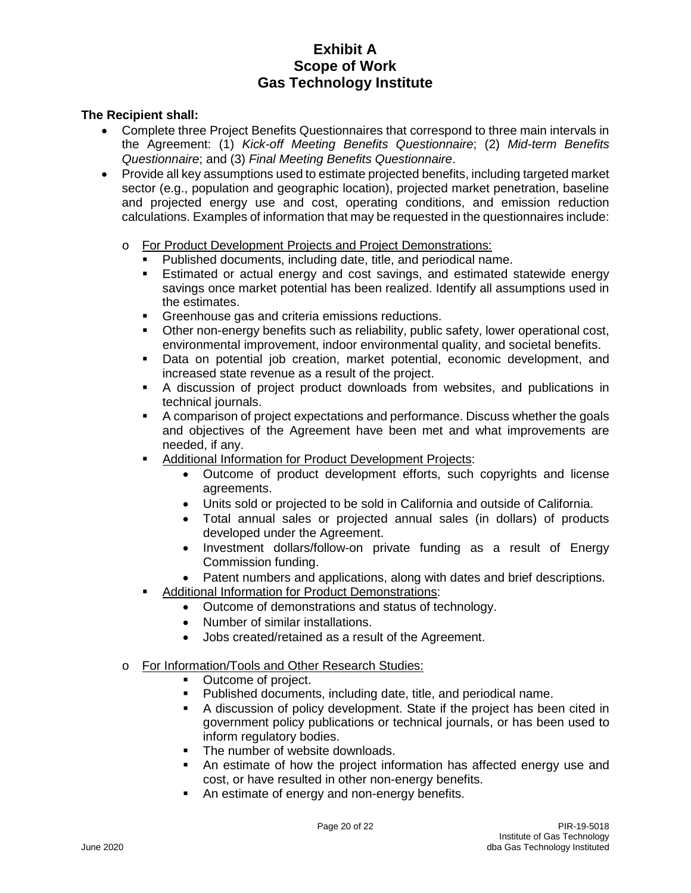**The Recipient shall:**

- Complete three Project Benefits Questionnaires that correspond to three main intervals in the Agreement: (1) *Kick-off Meeting Benefits Questionnaire*; (2) *Mid-term Benefits Questionnaire*; and (3) *Final Meeting Benefits Questionnaire*.
- Provide all key assumptions used to estimate projected benefits, including targeted market sector (e.g., population and geographic location), projected market penetration, baseline and projected energy use and cost, operating conditions, and emission reduction calculations. Examples of information that may be requested in the questionnaires include:
  - For Product Development Projects and Project Demonstrations:
    - Published documents, including date, title, and periodical name.
    - Estimated or actual energy and cost savings, and estimated statewide energy savings once market potential has been realized. Identify all assumptions used in the estimates.
    - Greenhouse gas and criteria emissions reductions.
    - Other non-energy benefits such as reliability, public safety, lower operational cost, environmental improvement, indoor environmental quality, and societal benefits.
    - Data on potential job creation, market potential, economic development, and increased state revenue as a result of the project.
    - A discussion of project product downloads from websites, and publications in technical journals.
    - A comparison of project expectations and performance. Discuss whether the goals and objectives of the Agreement have been met and what improvements are needed, if any.
    - Additional Information for Product Development Projects:
      - Outcome of product development efforts, such copyrights and license agreements.
      - Units sold or projected to be sold in California and outside of California.
      - Total annual sales or projected annual sales (in dollars) of products developed under the Agreement.
      - Investment dollars/follow-on private funding as a result of Energy Commission funding.
      - Patent numbers and applications, along with dates and brief descriptions.
    - Additional Information for Product Demonstrations:
      - Outcome of demonstrations and status of technology.
      - Number of similar installations.
      - Jobs created/retained as a result of the Agreement.
  - For Information/Tools and Other Research Studies:
    - Outcome of project.
    - Published documents, including date, title, and periodical name.
    - A discussion of policy development. State if the project has been cited in government policy publications or technical journals, or has been used to inform regulatory bodies.
    - The number of website downloads.
    - An estimate of how the project information has affected energy use and cost, or have resulted in other non-energy benefits.
    - An estimate of energy and non-energy benefits.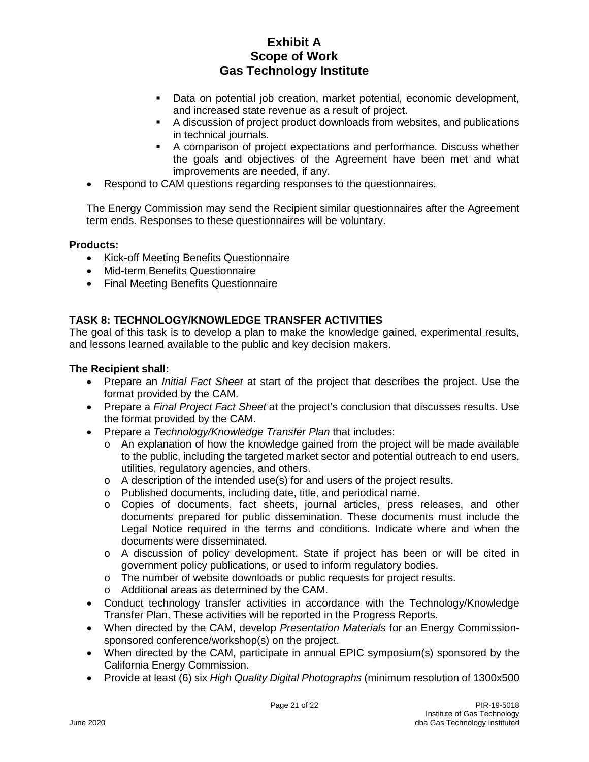- Data on potential job creation, market potential, economic development, and increased state revenue as a result of project.
    - A discussion of project product downloads from websites, and publications in technical journals.
    - A comparison of project expectations and performance. Discuss whether the goals and objectives of the Agreement have been met and what improvements are needed, if any.
- Respond to CAM questions regarding responses to the questionnaires.

The Energy Commission may send the Recipient similar questionnaires after the Agreement term ends. Responses to these questionnaires will be voluntary.

**Products:**

- Kick-off Meeting Benefits Questionnaire
- Mid-term Benefits Questionnaire
- Final Meeting Benefits Questionnaire

## TASK 8: TECHNOLOGY/KNOWLEDGE TRANSFER ACTIVITIES

The goal of this task is to develop a plan to make the knowledge gained, experimental results, and lessons learned available to the public and key decision makers.

**The Recipient shall:**

- Prepare an *Initial Fact Sheet* at start of the project that describes the project. Use the format provided by the CAM.
- Prepare a *Final Project Fact Sheet* at the project's conclusion that discusses results. Use the format provided by the CAM.
- Prepare a *Technology/Knowledge Transfer Plan* that includes:
    - An explanation of how the knowledge gained from the project will be made available to the public, including the targeted market sector and potential outreach to end users, utilities, regulatory agencies, and others.
    - A description of the intended use(s) for and users of the project results.
    - Published documents, including date, title, and periodical name.
    - Copies of documents, fact sheets, journal articles, press releases, and other documents prepared for public dissemination. These documents must include the Legal Notice required in the terms and conditions. Indicate where and when the documents were disseminated.
    - A discussion of policy development. State if project has been or will be cited in government policy publications, or used to inform regulatory bodies.
    - The number of website downloads or public requests for project results.
    - Additional areas as determined by the CAM.
- Conduct technology transfer activities in accordance with the Technology/Knowledge Transfer Plan. These activities will be reported in the Progress Reports.
- When directed by the CAM, develop *Presentation Materials* for an Energy Commission-sponsored conference/workshop(s) on the project.
- When directed by the CAM, participate in annual EPIC symposium(s) sponsored by the California Energy Commission.
- Provide at least (6) six *High Quality Digital Photographs* (minimum resolution of 1300x500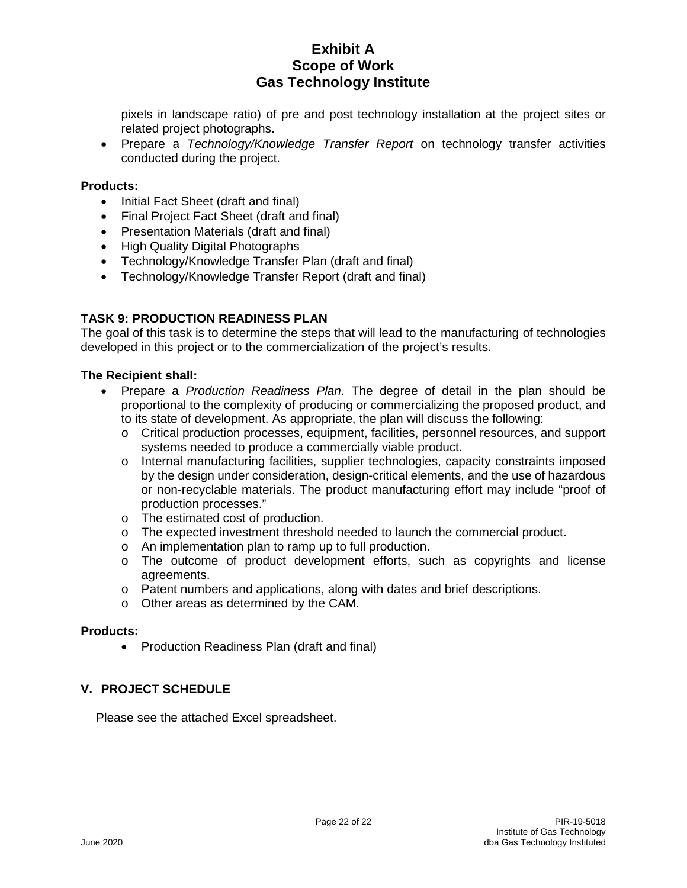pixels in landscape ratio) of pre and post technology installation at the project sites or related project photographs.

- Prepare a *Technology/Knowledge Transfer Report* on technology transfer activities conducted during the project.

**Products:**

- Initial Fact Sheet (draft and final)
- Final Project Fact Sheet (draft and final)
- Presentation Materials (draft and final)
- High Quality Digital Photographs
- Technology/Knowledge Transfer Plan (draft and final)
- Technology/Knowledge Transfer Report (draft and final)

### TASK 9: PRODUCTION READINESS PLAN

The goal of this task is to determine the steps that will lead to the manufacturing of technologies developed in this project or to the commercialization of the project's results.

**The Recipient shall:**

- Prepare a *Production Readiness Plan*. The degree of detail in the plan should be proportional to the complexity of producing or commercializing the proposed product, and to its state of development. As appropriate, the plan will discuss the following:
  - Critical production processes, equipment, facilities, personnel resources, and support systems needed to produce a commercially viable product.
  - Internal manufacturing facilities, supplier technologies, capacity constraints imposed by the design under consideration, design-critical elements, and the use of hazardous or non-recyclable materials. The product manufacturing effort may include "proof of production processes."
  - The estimated cost of production.
  - The expected investment threshold needed to launch the commercial product.
  - An implementation plan to ramp up to full production.
  - The outcome of product development efforts, such as copyrights and license agreements.
  - Patent numbers and applications, along with dates and brief descriptions.
  - Other areas as determined by the CAM.

**Products:**

- Production Readiness Plan (draft and final)

## V. PROJECT SCHEDULE

Please see the attached Excel spreadsheet.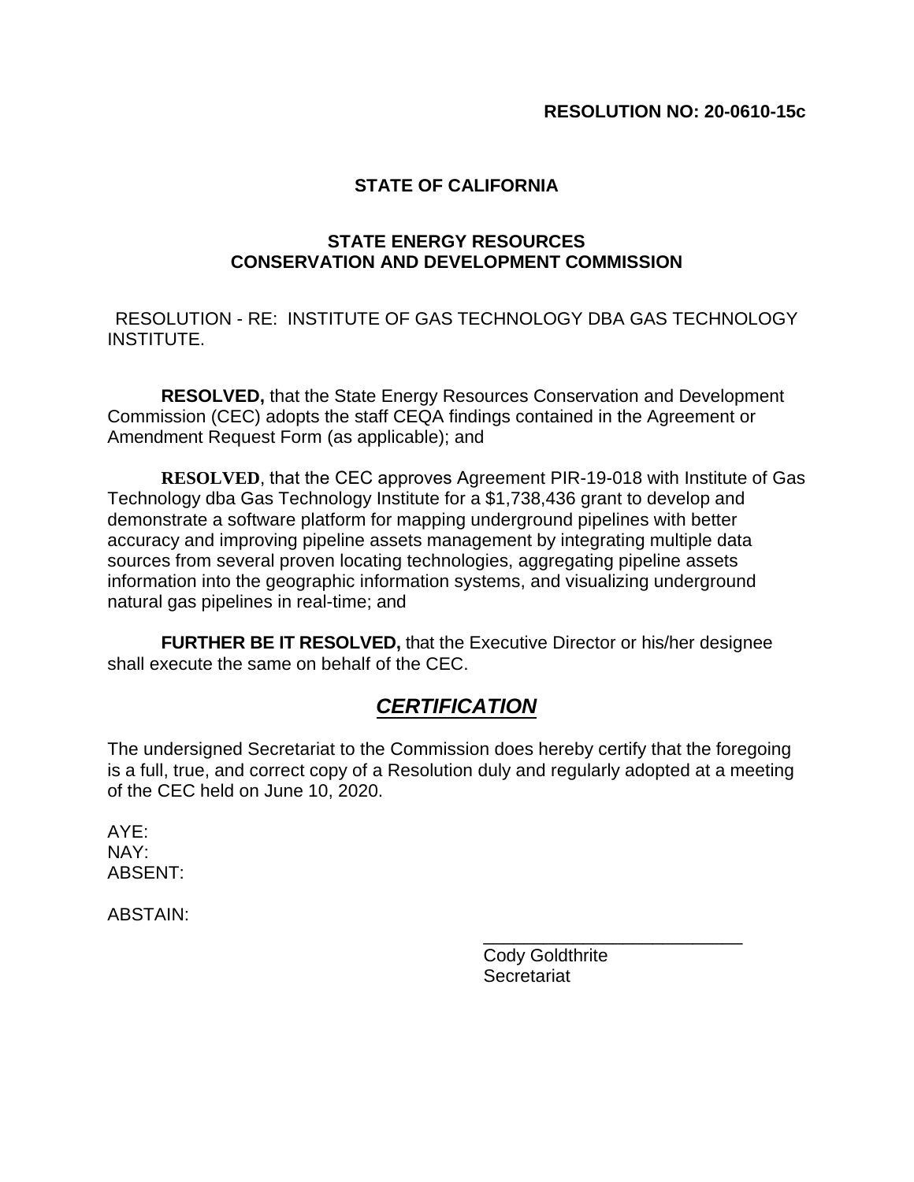**RESOLUTION NO: 20-0610-15c**

**STATE OF CALIFORNIA**

**STATE ENERGY RESOURCES
CONSERVATION AND DEVELOPMENT COMMISSION**

RESOLUTION - RE: INSTITUTE OF GAS TECHNOLOGY DBA GAS TECHNOLOGY INSTITUTE.

**RESOLVED,** that the State Energy Resources Conservation and Development Commission (CEC) adopts the staff CEQA findings contained in the Agreement or Amendment Request Form (as applicable); and

**RESOLVED**, that the CEC approves Agreement PIR-19-018 with Institute of Gas Technology dba Gas Technology Institute for a $1,738,436 grant to develop and demonstrate a software platform for mapping underground pipelines with better accuracy and improving pipeline assets management by integrating multiple data sources from several proven locating technologies, aggregating pipeline assets information into the geographic information systems, and visualizing underground natural gas pipelines in real-time; and

**FURTHER BE IT RESOLVED,** that the Executive Director or his/her designee shall execute the same on behalf of the CEC.

## ***CERTIFICATION***

The undersigned Secretariat to the Commission does hereby certify that the foregoing is a full, true, and correct copy of a Resolution duly and regularly adopted at a meeting of the CEC held on June 10, 2020.

AYE:
NAY:
ABSENT:

ABSTAIN:

\_\_\_\_\_\_\_\_\_\_\_\_\_\_\_\_\_\_\_\_\_\_\_\_\_\_
Cody Goldthrite
Secretariat